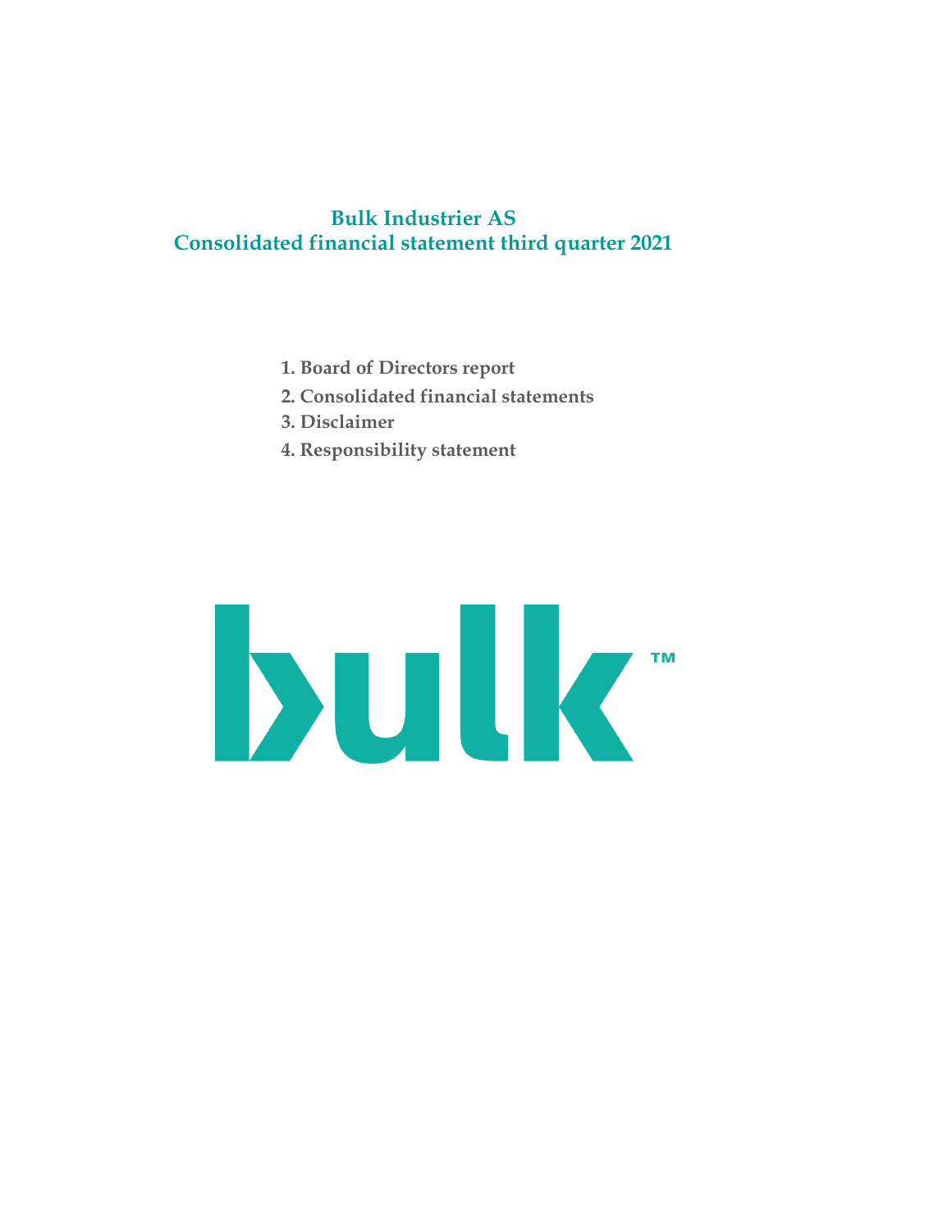# Bulk Industrier AS
# Consolidated financial statement third quarter 2021

1. Board of Directors report
2. Consolidated financial statements
3. Disclaimer
4. Responsibility statement

bulk™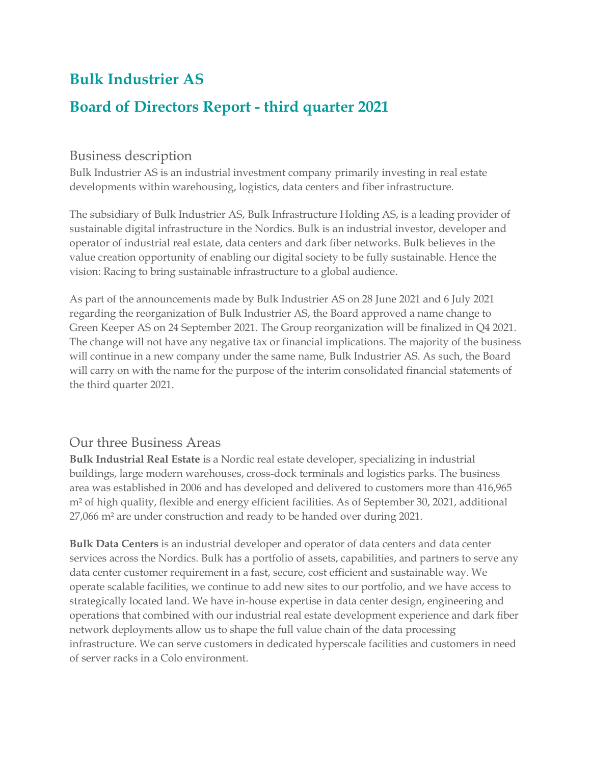# Bulk Industrier AS

# Board of Directors Report - third quarter 2021

## Business description

Bulk Industrier AS is an industrial investment company primarily investing in real estate developments within warehousing, logistics, data centers and fiber infrastructure.

The subsidiary of Bulk Industrier AS, Bulk Infrastructure Holding AS, is a leading provider of sustainable digital infrastructure in the Nordics. Bulk is an industrial investor, developer and operator of industrial real estate, data centers and dark fiber networks. Bulk believes in the value creation opportunity of enabling our digital society to be fully sustainable. Hence the vision: Racing to bring sustainable infrastructure to a global audience.

As part of the announcements made by Bulk Industrier AS on 28 June 2021 and 6 July 2021 regarding the reorganization of Bulk Industrier AS, the Board approved a name change to Green Keeper AS on 24 September 2021. The Group reorganization will be finalized in Q4 2021. The change will not have any negative tax or financial implications. The majority of the business will continue in a new company under the same name, Bulk Industrier AS. As such, the Board will carry on with the name for the purpose of the interim consolidated financial statements of the third quarter 2021.

## Our three Business Areas

**Bulk Industrial Real Estate** is a Nordic real estate developer, specializing in industrial buildings, large modern warehouses, cross-dock terminals and logistics parks. The business area was established in 2006 and has developed and delivered to customers more than 416,965 m² of high quality, flexible and energy efficient facilities. As of September 30, 2021, additional 27,066 m² are under construction and ready to be handed over during 2021.

**Bulk Data Centers** is an industrial developer and operator of data centers and data center services across the Nordics. Bulk has a portfolio of assets, capabilities, and partners to serve any data center customer requirement in a fast, secure, cost efficient and sustainable way. We operate scalable facilities, we continue to add new sites to our portfolio, and we have access to strategically located land. We have in-house expertise in data center design, engineering and operations that combined with our industrial real estate development experience and dark fiber network deployments allow us to shape the full value chain of the data processing infrastructure. We can serve customers in dedicated hyperscale facilities and customers in need of server racks in a Colo environment.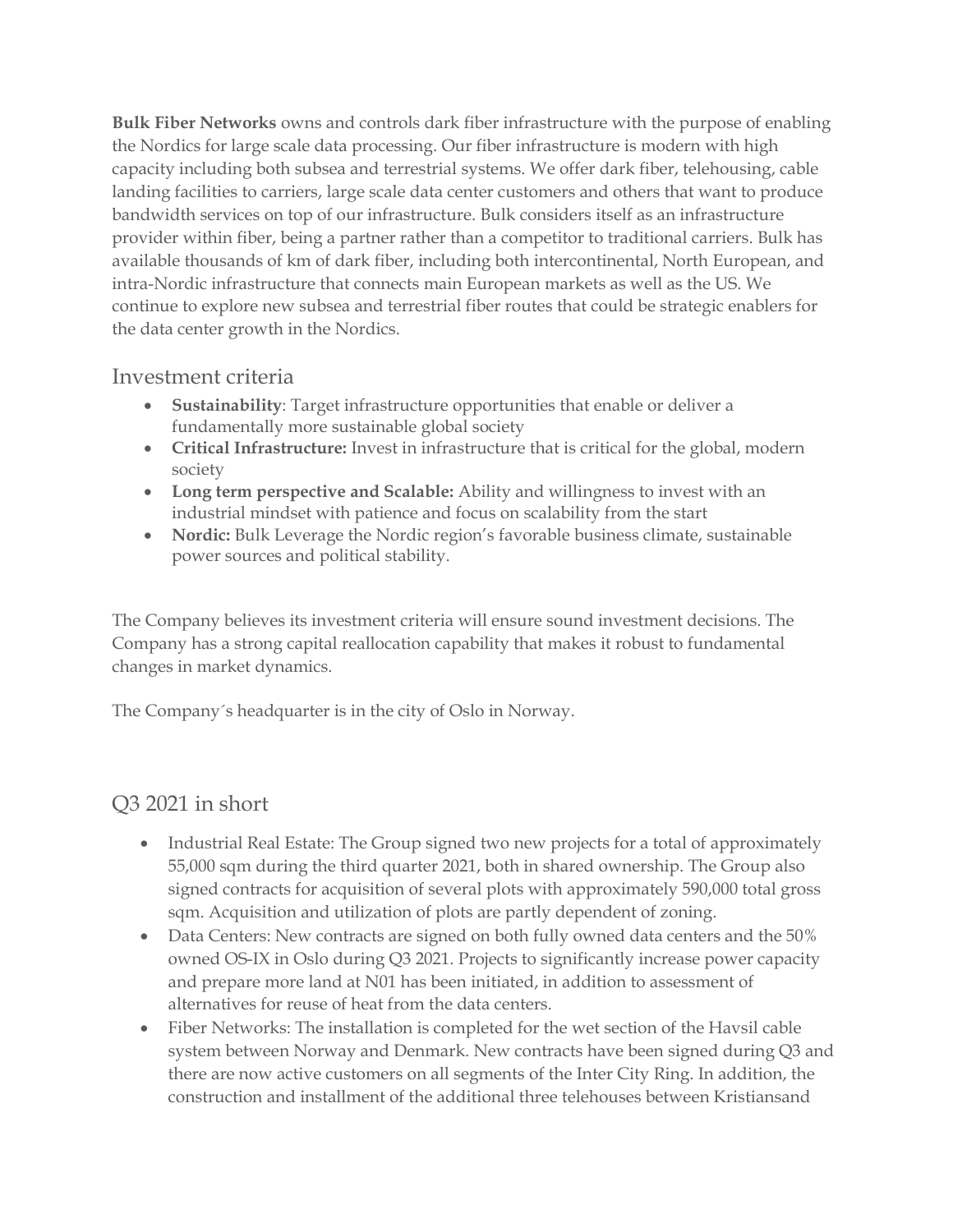**Bulk Fiber Networks** owns and controls dark fiber infrastructure with the purpose of enabling the Nordics for large scale data processing. Our fiber infrastructure is modern with high capacity including both subsea and terrestrial systems. We offer dark fiber, telehousing, cable landing facilities to carriers, large scale data center customers and others that want to produce bandwidth services on top of our infrastructure. Bulk considers itself as an infrastructure provider within fiber, being a partner rather than a competitor to traditional carriers. Bulk has available thousands of km of dark fiber, including both intercontinental, North European, and intra-Nordic infrastructure that connects main European markets as well as the US. We continue to explore new subsea and terrestrial fiber routes that could be strategic enablers for the data center growth in the Nordics.

## Investment criteria

- **Sustainability**: Target infrastructure opportunities that enable or deliver a fundamentally more sustainable global society
- **Critical Infrastructure:** Invest in infrastructure that is critical for the global, modern society
- **Long term perspective and Scalable:** Ability and willingness to invest with an industrial mindset with patience and focus on scalability from the start
- **Nordic:** Bulk Leverage the Nordic region's favorable business climate, sustainable power sources and political stability.

The Company believes its investment criteria will ensure sound investment decisions. The Company has a strong capital reallocation capability that makes it robust to fundamental changes in market dynamics.

The Company´s headquarter is in the city of Oslo in Norway.

## Q3 2021 in short

- Industrial Real Estate: The Group signed two new projects for a total of approximately 55,000 sqm during the third quarter 2021, both in shared ownership. The Group also signed contracts for acquisition of several plots with approximately 590,000 total gross sqm. Acquisition and utilization of plots are partly dependent of zoning.
- Data Centers: New contracts are signed on both fully owned data centers and the 50% owned OS-IX in Oslo during Q3 2021. Projects to significantly increase power capacity and prepare more land at N01 has been initiated, in addition to assessment of alternatives for reuse of heat from the data centers.
- Fiber Networks: The installation is completed for the wet section of the Havsil cable system between Norway and Denmark. New contracts have been signed during Q3 and there are now active customers on all segments of the Inter City Ring. In addition, the construction and installment of the additional three telehouses between Kristiansand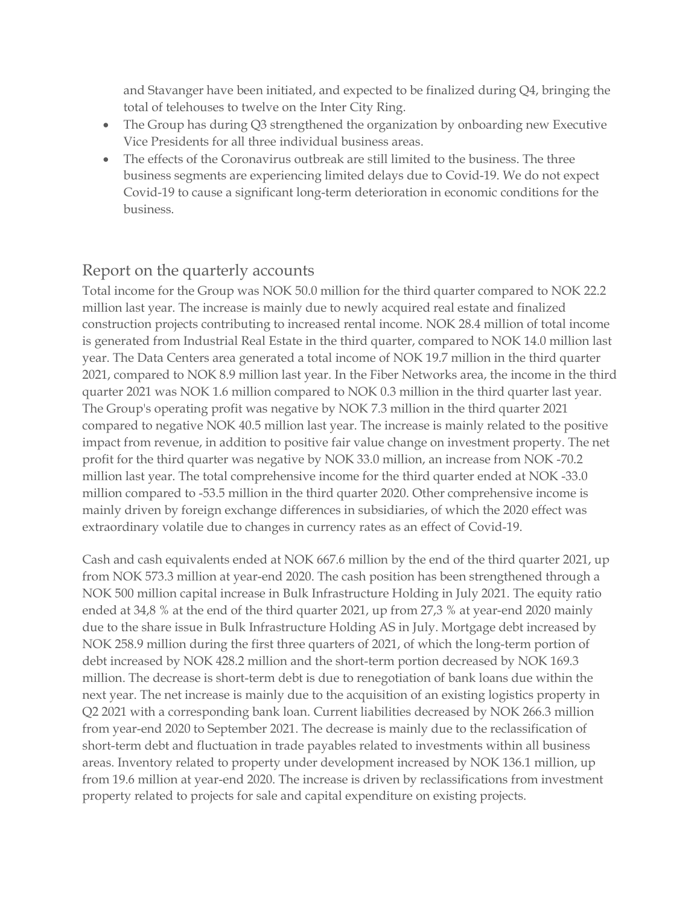and Stavanger have been initiated, and expected to be finalized during Q4, bringing the total of telehouses to twelve on the Inter City Ring.

- The Group has during Q3 strengthened the organization by onboarding new Executive Vice Presidents for all three individual business areas.
- The effects of the Coronavirus outbreak are still limited to the business. The three business segments are experiencing limited delays due to Covid-19. We do not expect Covid-19 to cause a significant long-term deterioration in economic conditions for the business.

## Report on the quarterly accounts

Total income for the Group was NOK 50.0 million for the third quarter compared to NOK 22.2 million last year. The increase is mainly due to newly acquired real estate and finalized construction projects contributing to increased rental income. NOK 28.4 million of total income is generated from Industrial Real Estate in the third quarter, compared to NOK 14.0 million last year. The Data Centers area generated a total income of NOK 19.7 million in the third quarter 2021, compared to NOK 8.9 million last year. In the Fiber Networks area, the income in the third quarter 2021 was NOK 1.6 million compared to NOK 0.3 million in the third quarter last year. The Group's operating profit was negative by NOK 7.3 million in the third quarter 2021 compared to negative NOK 40.5 million last year. The increase is mainly related to the positive impact from revenue, in addition to positive fair value change on investment property. The net profit for the third quarter was negative by NOK 33.0 million, an increase from NOK -70.2 million last year. The total comprehensive income for the third quarter ended at NOK -33.0 million compared to -53.5 million in the third quarter 2020. Other comprehensive income is mainly driven by foreign exchange differences in subsidiaries, of which the 2020 effect was extraordinary volatile due to changes in currency rates as an effect of Covid-19.

Cash and cash equivalents ended at NOK 667.6 million by the end of the third quarter 2021, up from NOK 573.3 million at year-end 2020. The cash position has been strengthened through a NOK 500 million capital increase in Bulk Infrastructure Holding in July 2021. The equity ratio ended at 34,8 % at the end of the third quarter 2021, up from 27,3 % at year-end 2020 mainly due to the share issue in Bulk Infrastructure Holding AS in July. Mortgage debt increased by NOK 258.9 million during the first three quarters of 2021, of which the long-term portion of debt increased by NOK 428.2 million and the short-term portion decreased by NOK 169.3 million. The decrease is short-term debt is due to renegotiation of bank loans due within the next year. The net increase is mainly due to the acquisition of an existing logistics property in Q2 2021 with a corresponding bank loan. Current liabilities decreased by NOK 266.3 million from year-end 2020 to September 2021. The decrease is mainly due to the reclassification of short-term debt and fluctuation in trade payables related to investments within all business areas. Inventory related to property under development increased by NOK 136.1 million, up from 19.6 million at year-end 2020. The increase is driven by reclassifications from investment property related to projects for sale and capital expenditure on existing projects.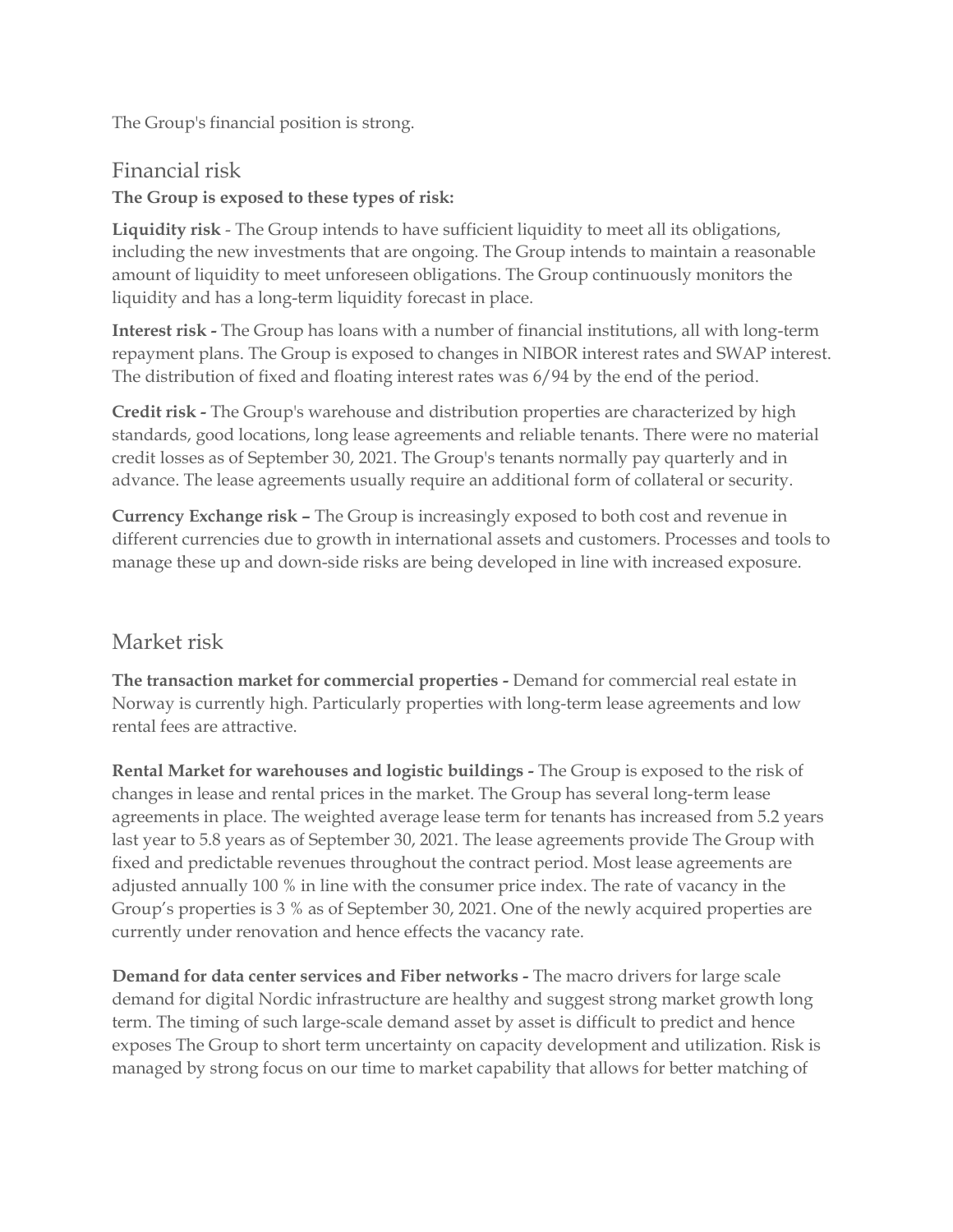The Group's financial position is strong.

## Financial risk

**The Group is exposed to these types of risk:**

**Liquidity risk** - The Group intends to have sufficient liquidity to meet all its obligations, including the new investments that are ongoing. The Group intends to maintain a reasonable amount of liquidity to meet unforeseen obligations. The Group continuously monitors the liquidity and has a long-term liquidity forecast in place.

**Interest risk -** The Group has loans with a number of financial institutions, all with long-term repayment plans. The Group is exposed to changes in NIBOR interest rates and SWAP interest. The distribution of fixed and floating interest rates was 6/94 by the end of the period.

**Credit risk -** The Group's warehouse and distribution properties are characterized by high standards, good locations, long lease agreements and reliable tenants. There were no material credit losses as of September 30, 2021. The Group's tenants normally pay quarterly and in advance. The lease agreements usually require an additional form of collateral or security.

**Currency Exchange risk –** The Group is increasingly exposed to both cost and revenue in different currencies due to growth in international assets and customers. Processes and tools to manage these up and down-side risks are being developed in line with increased exposure.

## Market risk

**The transaction market for commercial properties -** Demand for commercial real estate in Norway is currently high. Particularly properties with long-term lease agreements and low rental fees are attractive.

**Rental Market for warehouses and logistic buildings -** The Group is exposed to the risk of changes in lease and rental prices in the market. The Group has several long-term lease agreements in place. The weighted average lease term for tenants has increased from 5.2 years last year to 5.8 years as of September 30, 2021. The lease agreements provide The Group with fixed and predictable revenues throughout the contract period. Most lease agreements are adjusted annually 100 % in line with the consumer price index. The rate of vacancy in the Group's properties is 3 % as of September 30, 2021. One of the newly acquired properties are currently under renovation and hence effects the vacancy rate.

**Demand for data center services and Fiber networks -** The macro drivers for large scale demand for digital Nordic infrastructure are healthy and suggest strong market growth long term. The timing of such large-scale demand asset by asset is difficult to predict and hence exposes The Group to short term uncertainty on capacity development and utilization. Risk is managed by strong focus on our time to market capability that allows for better matching of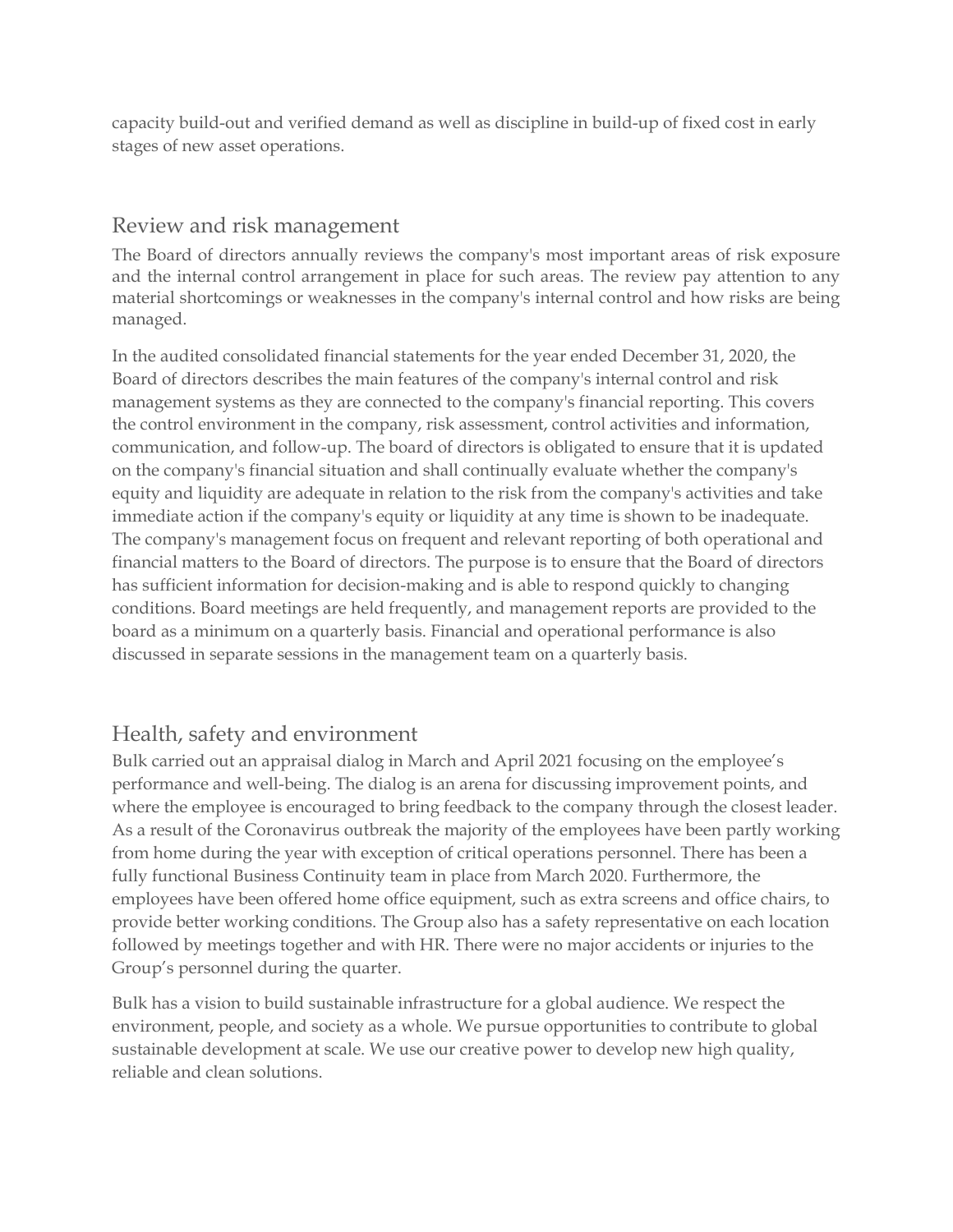capacity build-out and verified demand as well as discipline in build-up of fixed cost in early stages of new asset operations.

## Review and risk management

The Board of directors annually reviews the company's most important areas of risk exposure and the internal control arrangement in place for such areas. The review pay attention to any material shortcomings or weaknesses in the company's internal control and how risks are being managed.

In the audited consolidated financial statements for the year ended December 31, 2020, the Board of directors describes the main features of the company's internal control and risk management systems as they are connected to the company's financial reporting. This covers the control environment in the company, risk assessment, control activities and information, communication, and follow-up. The board of directors is obligated to ensure that it is updated on the company's financial situation and shall continually evaluate whether the company's equity and liquidity are adequate in relation to the risk from the company's activities and take immediate action if the company's equity or liquidity at any time is shown to be inadequate. The company's management focus on frequent and relevant reporting of both operational and financial matters to the Board of directors. The purpose is to ensure that the Board of directors has sufficient information for decision-making and is able to respond quickly to changing conditions. Board meetings are held frequently, and management reports are provided to the board as a minimum on a quarterly basis. Financial and operational performance is also discussed in separate sessions in the management team on a quarterly basis.

## Health, safety and environment

Bulk carried out an appraisal dialog in March and April 2021 focusing on the employee's performance and well-being. The dialog is an arena for discussing improvement points, and where the employee is encouraged to bring feedback to the company through the closest leader. As a result of the Coronavirus outbreak the majority of the employees have been partly working from home during the year with exception of critical operations personnel. There has been a fully functional Business Continuity team in place from March 2020. Furthermore, the employees have been offered home office equipment, such as extra screens and office chairs, to provide better working conditions. The Group also has a safety representative on each location followed by meetings together and with HR. There were no major accidents or injuries to the Group's personnel during the quarter.

Bulk has a vision to build sustainable infrastructure for a global audience. We respect the environment, people, and society as a whole. We pursue opportunities to contribute to global sustainable development at scale. We use our creative power to develop new high quality, reliable and clean solutions.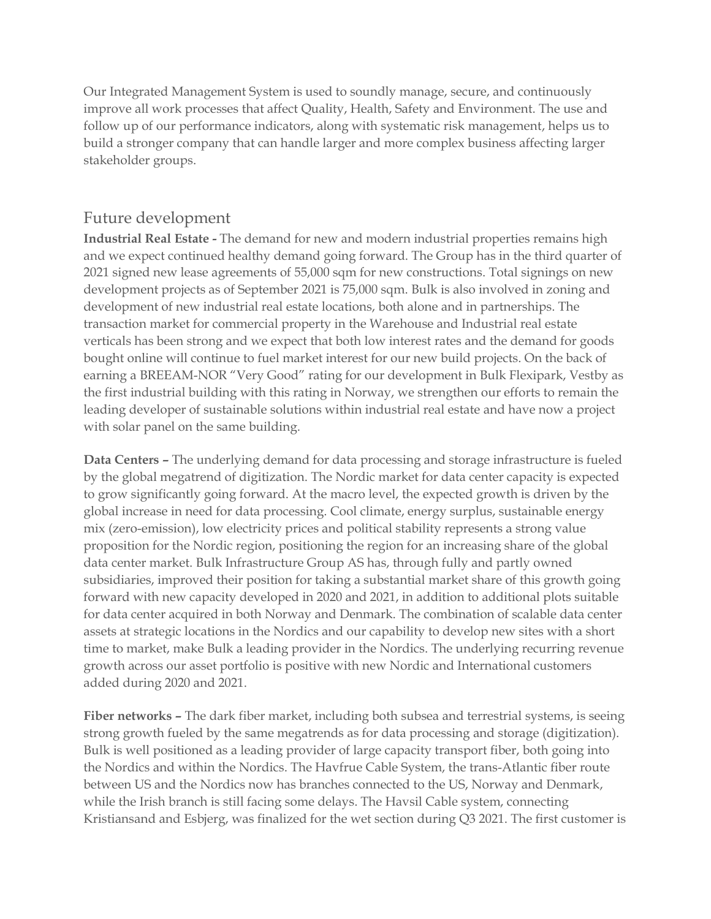Our Integrated Management System is used to soundly manage, secure, and continuously improve all work processes that affect Quality, Health, Safety and Environment. The use and follow up of our performance indicators, along with systematic risk management, helps us to build a stronger company that can handle larger and more complex business affecting larger stakeholder groups.

## Future development

**Industrial Real Estate -** The demand for new and modern industrial properties remains high and we expect continued healthy demand going forward. The Group has in the third quarter of 2021 signed new lease agreements of 55,000 sqm for new constructions. Total signings on new development projects as of September 2021 is 75,000 sqm. Bulk is also involved in zoning and development of new industrial real estate locations, both alone and in partnerships. The transaction market for commercial property in the Warehouse and Industrial real estate verticals has been strong and we expect that both low interest rates and the demand for goods bought online will continue to fuel market interest for our new build projects. On the back of earning a BREEAM-NOR "Very Good" rating for our development in Bulk Flexipark, Vestby as the first industrial building with this rating in Norway, we strengthen our efforts to remain the leading developer of sustainable solutions within industrial real estate and have now a project with solar panel on the same building.

**Data Centers –** The underlying demand for data processing and storage infrastructure is fueled by the global megatrend of digitization. The Nordic market for data center capacity is expected to grow significantly going forward. At the macro level, the expected growth is driven by the global increase in need for data processing. Cool climate, energy surplus, sustainable energy mix (zero-emission), low electricity prices and political stability represents a strong value proposition for the Nordic region, positioning the region for an increasing share of the global data center market. Bulk Infrastructure Group AS has, through fully and partly owned subsidiaries, improved their position for taking a substantial market share of this growth going forward with new capacity developed in 2020 and 2021, in addition to additional plots suitable for data center acquired in both Norway and Denmark. The combination of scalable data center assets at strategic locations in the Nordics and our capability to develop new sites with a short time to market, make Bulk a leading provider in the Nordics. The underlying recurring revenue growth across our asset portfolio is positive with new Nordic and International customers added during 2020 and 2021.

**Fiber networks –** The dark fiber market, including both subsea and terrestrial systems, is seeing strong growth fueled by the same megatrends as for data processing and storage (digitization). Bulk is well positioned as a leading provider of large capacity transport fiber, both going into the Nordics and within the Nordics. The Havfrue Cable System, the trans-Atlantic fiber route between US and the Nordics now has branches connected to the US, Norway and Denmark, while the Irish branch is still facing some delays. The Havsil Cable system, connecting Kristiansand and Esbjerg, was finalized for the wet section during Q3 2021. The first customer is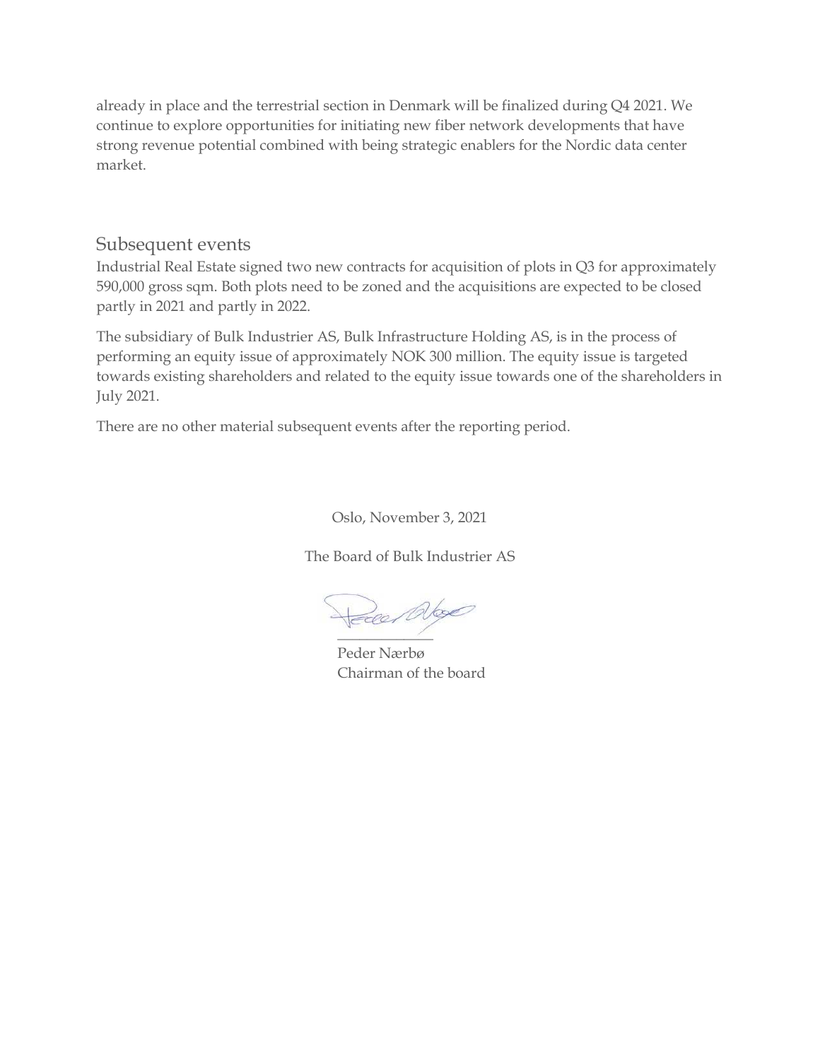already in place and the terrestrial section in Denmark will be finalized during Q4 2021. We continue to explore opportunities for initiating new fiber network developments that have strong revenue potential combined with being strategic enablers for the Nordic data center market.

## Subsequent events

Industrial Real Estate signed two new contracts for acquisition of plots in Q3 for approximately 590,000 gross sqm. Both plots need to be zoned and the acquisitions are expected to be closed partly in 2021 and partly in 2022.

The subsidiary of Bulk Industrier AS, Bulk Infrastructure Holding AS, is in the process of performing an equity issue of approximately NOK 300 million. The equity issue is targeted towards existing shareholders and related to the equity issue towards one of the shareholders in July 2021.

There are no other material subsequent events after the reporting period.

Oslo, November 3, 2021

The Board of Bulk Industrier AS

Peder Nærbø
Chairman of the board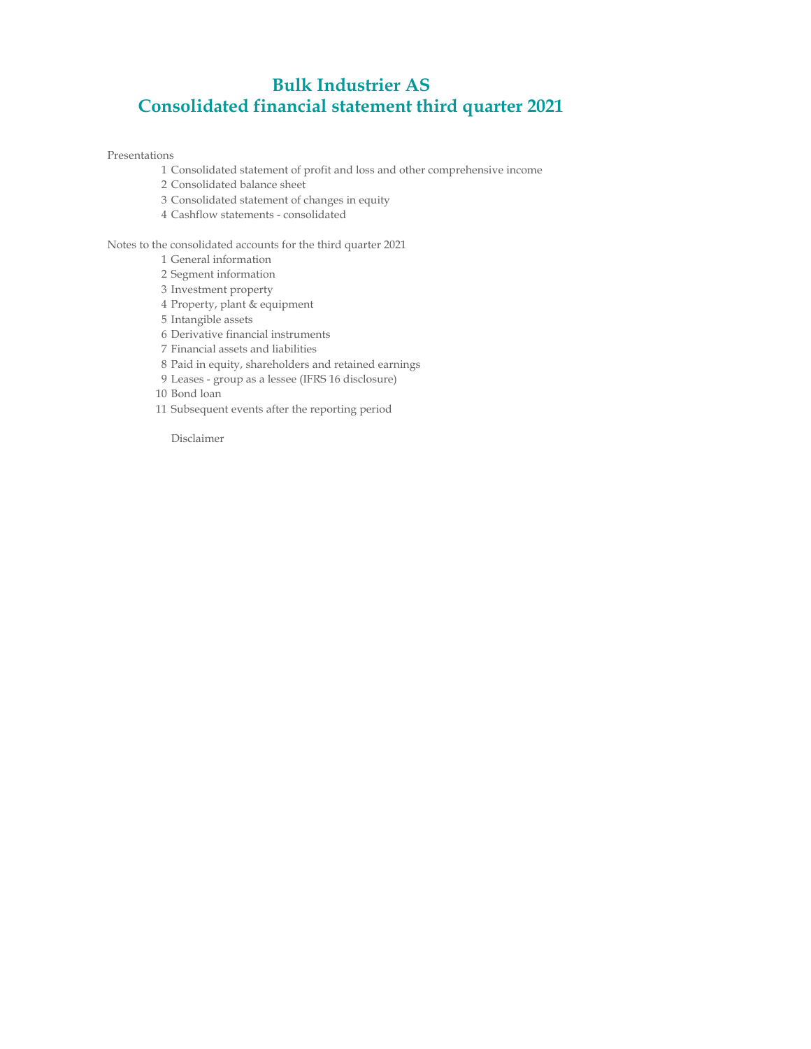# Bulk Industrier AS
# Consolidated financial statement third quarter 2021

Presentations

1. Consolidated statement of profit and loss and other comprehensive income
2. Consolidated balance sheet
3. Consolidated statement of changes in equity
4. Cashflow statements - consolidated

Notes to the consolidated accounts for the third quarter 2021

1. General information
2. Segment information
3. Investment property
4. Property, plant & equipment
5. Intangible assets
6. Derivative financial instruments
7. Financial assets and liabilities
8. Paid in equity, shareholders and retained earnings
9. Leases - group as a lessee (IFRS 16 disclosure)
10. Bond loan
11. Subsequent events after the reporting period

Disclaimer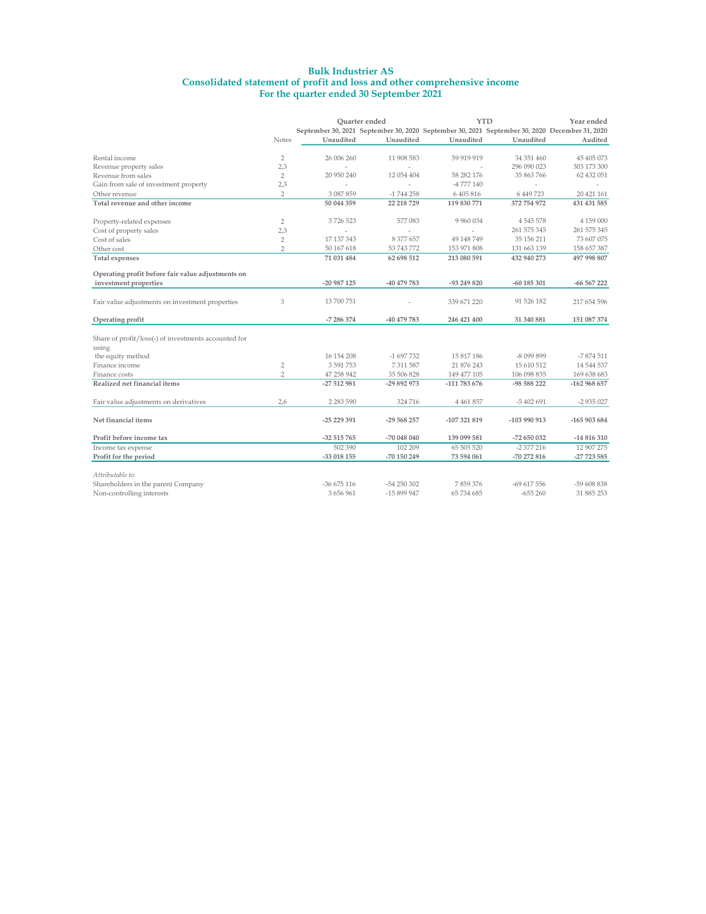# Bulk Industrier AS
## Consolidated statement of profit and loss and other comprehensive income
## For the quarter ended 30 September 2021

| | Notes | Quarter ended | | YTD | | Year ended |
|---|---|---|---|---|---|---|
| | | September 30, 2021 | September 30, 2020 | September 30, 2021 | September 30, 2020 | December 31, 2020 |
| | | Unaudited | Unaudited | Unaudited | Unaudited | Audited |
| Rental income | 2 | 26 006 260 | 11 908 583 | 59 919 919 | 34 351 460 | 45 405 073 |
| Revenue property sales | 2,3 | - | - | - | 296 090 023 | 303 173 300 |
| Revenue from sales | 2 | 20 950 240 | 12 054 404 | 58 282 176 | 35 863 766 | 62 432 051 |
| Gain from sale of investment property | 2,3 | - | - | -4 777 140 | - | - |
| Other revenue | 2 | 3 087 859 | -1 744 258 | 6 405 816 | 6 449 723 | 20 421 161 |
| **Total revenue and other income** | | **50 044 359** | **22 218 729** | **119 830 771** | **372 754 972** | **431 431 585** |
| Property-related expenses | 2 | 3 726 523 | 577 083 | 9 960 034 | 4 545 578 | 4 159 000 |
| Cost of property sales | 2,3 | - | - | - | 261 575 345 | 261 575 345 |
| Cost of sales | 2 | 17 137 343 | 8 377 657 | 49 148 749 | 35 156 211 | 73 607 075 |
| Other cost | 2 | 50 167 618 | 53 743 772 | 153 971 808 | 131 663 139 | 158 657 387 |
| **Total expenses** | | **71 031 484** | **62 698 512** | **213 080 591** | **432 940 273** | **497 998 807** |
| **Operating profit before fair value adjustments on investment properties** | | **-20 987 125** | **-40 479 783** | **-93 249 820** | **-60 185 301** | **-66 567 222** |
| Fair value adjustments on investment properties | 3 | 13 700 751 | - | 339 671 220 | 91 526 182 | 217 654 596 |
| **Operating profit** | | **-7 286 374** | **-40 479 783** | **246 421 400** | **31 340 881** | **151 087 374** |
| Share of profit/loss(-) of investments accounted for using the equity method | | 16 154 208 | -1 697 732 | 15 817 186 | -8 099 899 | -7 874 511 |
| Finance income | 2 | 3 591 753 | 7 311 587 | 21 876 243 | 15 610 512 | 14 544 537 |
| Finance costs | 2 | 47 258 942 | 35 506 828 | 149 477 105 | 106 098 835 | 169 638 683 |
| **Realized net financial items** | | **-27 512 981** | **-29 892 973** | **-111 783 676** | **-98 588 222** | **-162 968 657** |
| Fair value adjustments on derivatives | 2,6 | 2 283 590 | 324 716 | 4 461 857 | -5 402 691 | -2 935 027 |
| **Net financial items** | | **-25 229 391** | **-29 568 257** | **-107 321 819** | **-103 990 913** | **-165 903 684** |
| **Profit before income tax** | | **-32 515 765** | **-70 048 040** | **139 099 581** | **-72 650 032** | **-14 816 310** |
| Income tax expense | | 502 390 | 102 209 | 65 505 520 | -2 377 216 | 12 907 275 |
| **Profit for the period** | | **-33 018 155** | **-70 150 249** | **73 594 061** | **-70 272 816** | **-27 723 585** |
| *Attributable to:* | | | | | | |
| Shareholders in the parent Company | | -36 675 116 | -54 250 302 | 7 859 376 | -69 617 556 | -59 608 838 |
| Non-controlling interests | | 3 656 961 | -15 899 947 | 65 734 685 | -655 260 | 31 885 253 |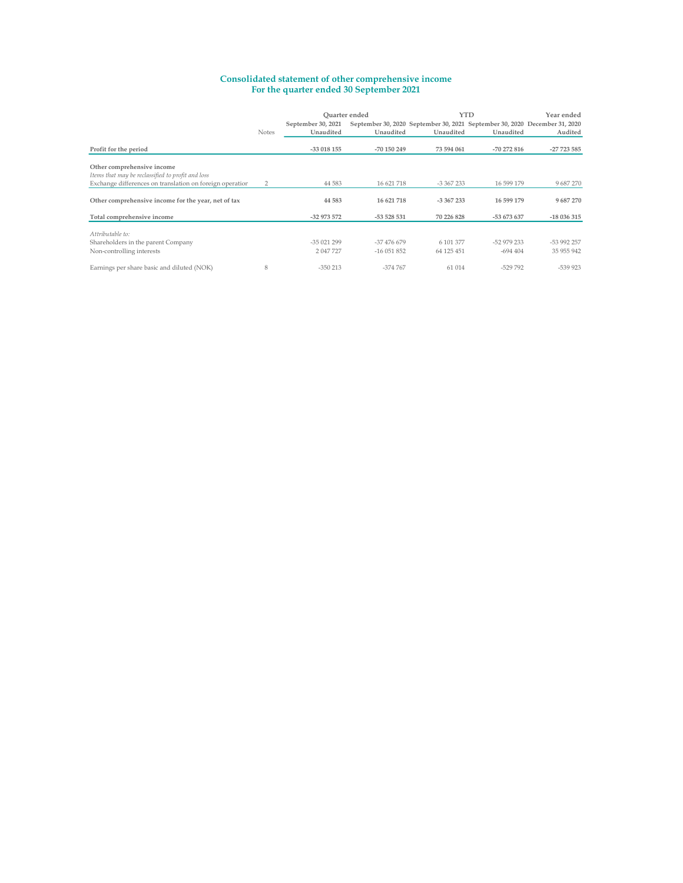## Consolidated statement of other comprehensive income
## For the quarter ended 30 September 2021

| | Notes | Quarter ended | | YTD | | Year ended |
|---|---|---|---|---|---|---|
| | | September 30, 2021 | September 30, 2020 | September 30, 2021 | September 30, 2020 | December 31, 2020 |
| | | Unaudited | Unaudited | Unaudited | Unaudited | Audited |
| **Profit for the period** | | **-33 018 155** | **-70 150 249** | **73 594 061** | **-70 272 816** | **-27 723 585** |
| **Other comprehensive income** | | | | | | |
| *Items that may be reclassified to profit and loss* | | | | | | |
| Exchange differences on translation on foreign operatior | 2 | 44 583 | 16 621 718 | -3 367 233 | 16 599 179 | 9 687 270 |
| **Other comprehensive income for the year, net of tax** | | **44 583** | **16 621 718** | **-3 367 233** | **16 599 179** | **9 687 270** |
| **Total comprehensive income** | | **-32 973 572** | **-53 528 531** | **70 226 828** | **-53 673 637** | **-18 036 315** |
| *Attributable to:* | | | | | | |
| Shareholders in the parent Company | | -35 021 299 | -37 476 679 | 6 101 377 | -52 979 233 | -53 992 257 |
| Non-controlling interests | | 2 047 727 | -16 051 852 | 64 125 451 | -694 404 | 35 955 942 |
| Earnings per share basic and diluted (NOK) | 8 | -350 213 | -374 767 | 61 014 | -529 792 | -539 923 |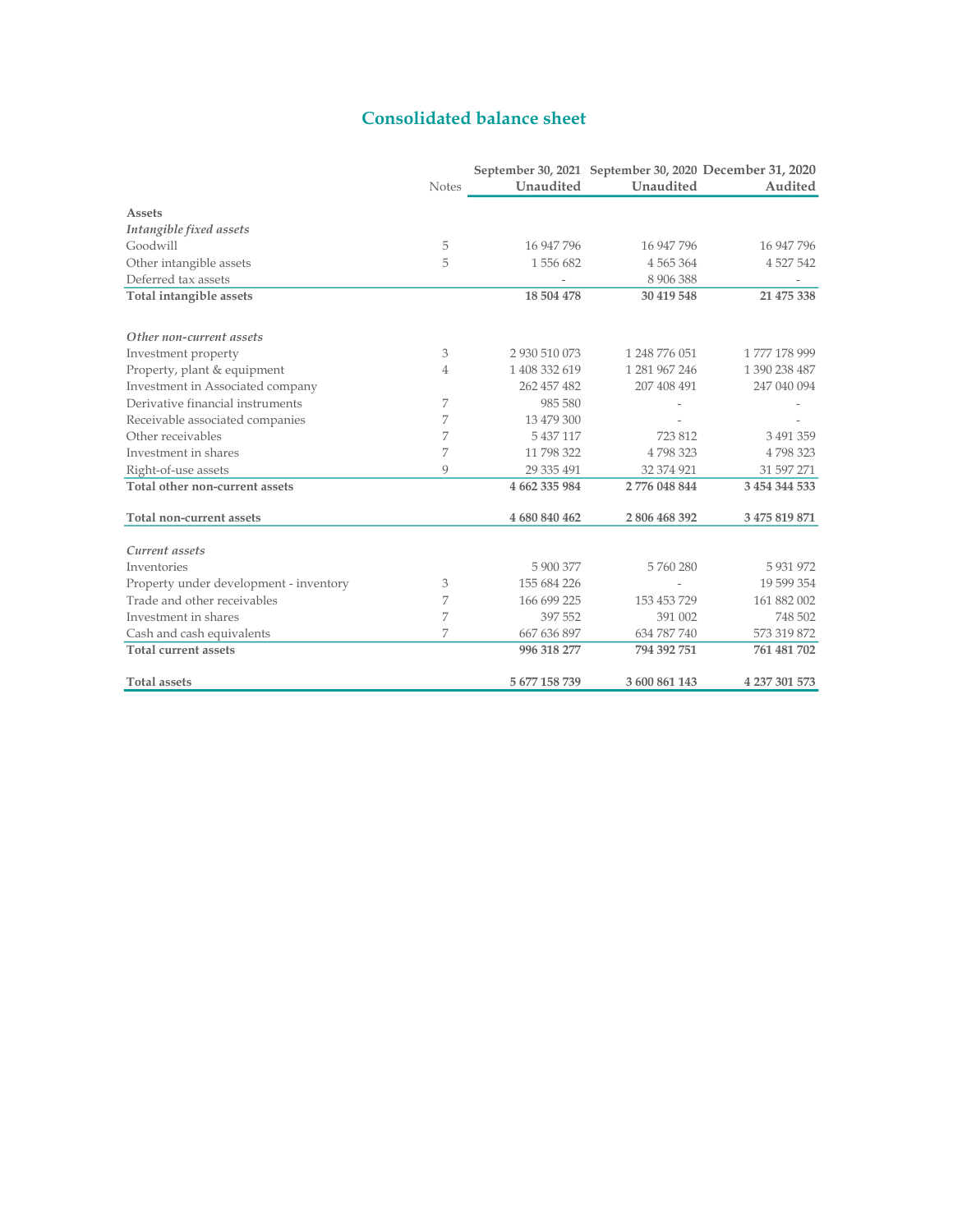# Consolidated balance sheet

| | Notes | September 30, 2021 Unaudited | September 30, 2020 Unaudited | December 31, 2020 Audited |
|---|---|---|---|---|
| **Assets** | | | | |
| ***Intangible fixed assets*** | | | | |
| Goodwill | 5 | 16 947 796 | 16 947 796 | 16 947 796 |
| Other intangible assets | 5 | 1 556 682 | 4 565 364 | 4 527 542 |
| Deferred tax assets | | - | 8 906 388 | - |
| **Total intangible assets** | | **18 504 478** | **30 419 548** | **21 475 338** |
| | | | | |
| ***Other non-current assets*** | | | | |
| Investment property | 3 | 2 930 510 073 | 1 248 776 051 | 1 777 178 999 |
| Property, plant & equipment | 4 | 1 408 332 619 | 1 281 967 246 | 1 390 238 487 |
| Investment in Associated company | | 262 457 482 | 207 408 491 | 247 040 094 |
| Derivative financial instruments | 7 | 985 580 | - | - |
| Receivable associated companies | 7 | 13 479 300 | - | - |
| Other receivables | 7 | 5 437 117 | 723 812 | 3 491 359 |
| Investment in shares | 7 | 11 798 322 | 4 798 323 | 4 798 323 |
| Right-of-use assets | 9 | 29 335 491 | 32 374 921 | 31 597 271 |
| **Total other non-current assets** | | **4 662 335 984** | **2 776 048 844** | **3 454 344 533** |
| | | | | |
| **Total non-current assets** | | **4 680 840 462** | **2 806 468 392** | **3 475 819 871** |
| | | | | |
| ***Current assets*** | | | | |
| Inventories | | 5 900 377 | 5 760 280 | 5 931 972 |
| Property under development - inventory | 3 | 155 684 226 | - | 19 599 354 |
| Trade and other receivables | 7 | 166 699 225 | 153 453 729 | 161 882 002 |
| Investment in shares | 7 | 397 552 | 391 002 | 748 502 |
| Cash and cash equivalents | 7 | 667 636 897 | 634 787 740 | 573 319 872 |
| **Total current assets** | | **996 318 277** | **794 392 751** | **761 481 702** |
| | | | | |
| **Total assets** | | **5 677 158 739** | **3 600 861 143** | **4 237 301 573** |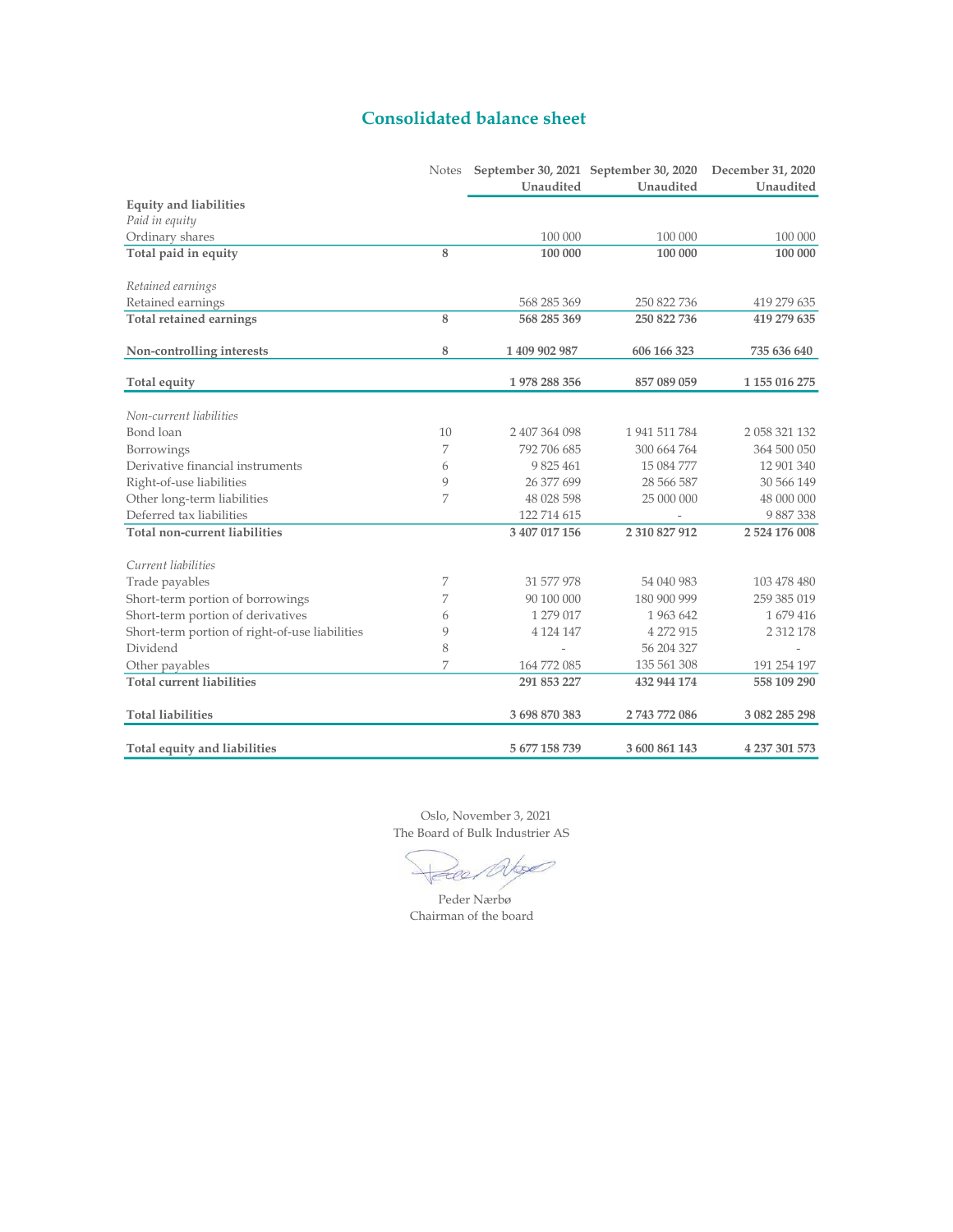## Consolidated balance sheet

| | Notes | September 30, 2021 Unaudited | September 30, 2020 Unaudited | December 31, 2020 Unaudited |
|---|---|---|---|---|
| **Equity and liabilities** | | | | |
| *Paid in equity* | | | | |
| Ordinary shares | | 100 000 | 100 000 | 100 000 |
| **Total paid in equity** | 8 | **100 000** | **100 000** | **100 000** |
| | | | | |
| *Retained earnings* | | | | |
| Retained earnings | | 568 285 369 | 250 822 736 | 419 279 635 |
| **Total retained earnings** | 8 | **568 285 369** | **250 822 736** | **419 279 635** |
| | | | | |
| **Non-controlling interests** | 8 | **1 409 902 987** | **606 166 323** | **735 636 640** |
| | | | | |
| **Total equity** | | **1 978 288 356** | **857 089 059** | **1 155 016 275** |
| | | | | |
| *Non-current liabilities* | | | | |
| Bond loan | 10 | 2 407 364 098 | 1 941 511 784 | 2 058 321 132 |
| Borrowings | 7 | 792 706 685 | 300 664 764 | 364 500 050 |
| Derivative financial instruments | 6 | 9 825 461 | 15 084 777 | 12 901 340 |
| Right-of-use liabilities | 9 | 26 377 699 | 28 566 587 | 30 566 149 |
| Other long-term liabilities | 7 | 48 028 598 | 25 000 000 | 48 000 000 |
| Deferred tax liabilities | | 122 714 615 | - | 9 887 338 |
| **Total non-current liabilities** | | **3 407 017 156** | **2 310 827 912** | **2 524 176 008** |
| | | | | |
| *Current liabilities* | | | | |
| Trade payables | 7 | 31 577 978 | 54 040 983 | 103 478 480 |
| Short-term portion of borrowings | 7 | 90 100 000 | 180 900 999 | 259 385 019 |
| Short-term portion of derivatives | 6 | 1 279 017 | 1 963 642 | 1 679 416 |
| Short-term portion of right-of-use liabilities | 9 | 4 124 147 | 4 272 915 | 2 312 178 |
| Dividend | 8 | - | 56 204 327 | - |
| Other payables | 7 | 164 772 085 | 135 561 308 | 191 254 197 |
| **Total current liabilities** | | **291 853 227** | **432 944 174** | **558 109 290** |
| | | | | |
| **Total liabilities** | | **3 698 870 383** | **2 743 772 086** | **3 082 285 298** |
| | | | | |
| **Total equity and liabilities** | | **5 677 158 739** | **3 600 861 143** | **4 237 301 573** |

Oslo, November 3, 2021
The Board of Bulk Industrier AS

Peder Nærbø
Chairman of the board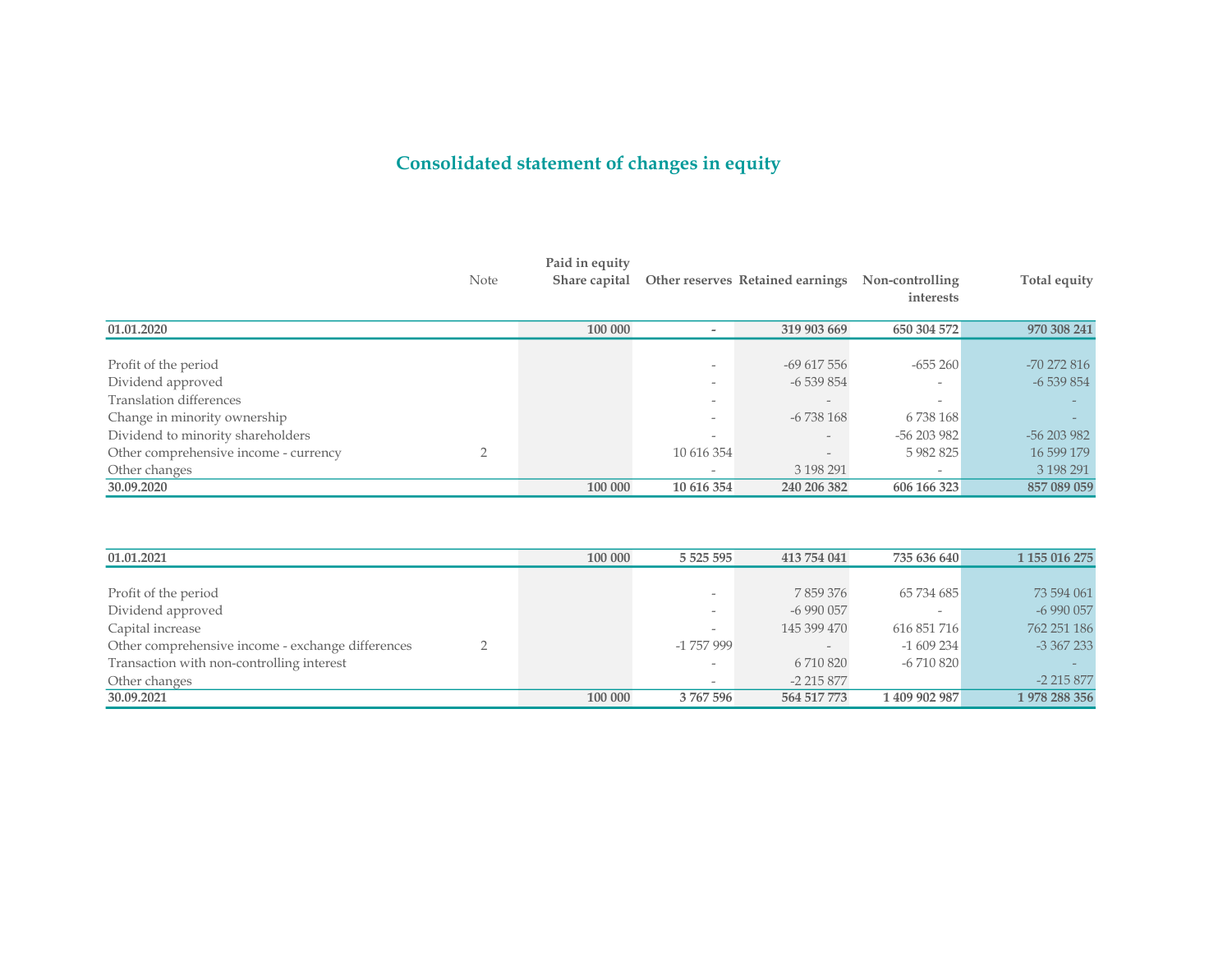# Consolidated statement of changes in equity

| | Note | Paid in equity<br>Share capital | Other reserves | Retained earnings | Non-controlling interests | Total equity |
|---|---|---|---|---|---|---|
| **01.01.2020** | | **100 000** | **-** | **319 903 669** | **650 304 572** | **970 308 241** |
| | | | | | | |
| Profit of the period | | | - | -69 617 556 | -655 260 | -70 272 816 |
| Dividend approved | | | - | -6 539 854 | - | -6 539 854 |
| Translation differences | | | - | - | - | - |
| Change in minority ownership | | | - | -6 738 168 | 6 738 168 | - |
| Dividend to minority shareholders | | | - | - | -56 203 982 | -56 203 982 |
| Other comprehensive income - currency | 2 | | 10 616 354 | - | 5 982 825 | 16 599 179 |
| Other changes | | | - | 3 198 291 | - | 3 198 291 |
| **30.09.2020** | | **100 000** | **10 616 354** | **240 206 382** | **606 166 323** | **857 089 059** |

| | Note | Paid in equity<br>Share capital | Other reserves | Retained earnings | Non-controlling interests | Total equity |
|---|---|---|---|---|---|---|
| **01.01.2021** | | **100 000** | **5 525 595** | **413 754 041** | **735 636 640** | **1 155 016 275** |
| | | | | | | |
| Profit of the period | | | - | 7 859 376 | 65 734 685 | 73 594 061 |
| Dividend approved | | | - | -6 990 057 | - | -6 990 057 |
| Capital increase | | | - | 145 399 470 | 616 851 716 | 762 251 186 |
| Other comprehensive income - exchange differences | 2 | | -1 757 999 | - | -1 609 234 | -3 367 233 |
| Transaction with non-controlling interest | | | - | 6 710 820 | -6 710 820 | - |
| Other changes | | | - | -2 215 877 | | -2 215 877 |
| **30.09.2021** | | **100 000** | **3 767 596** | **564 517 773** | **1 409 902 987** | **1 978 288 356** |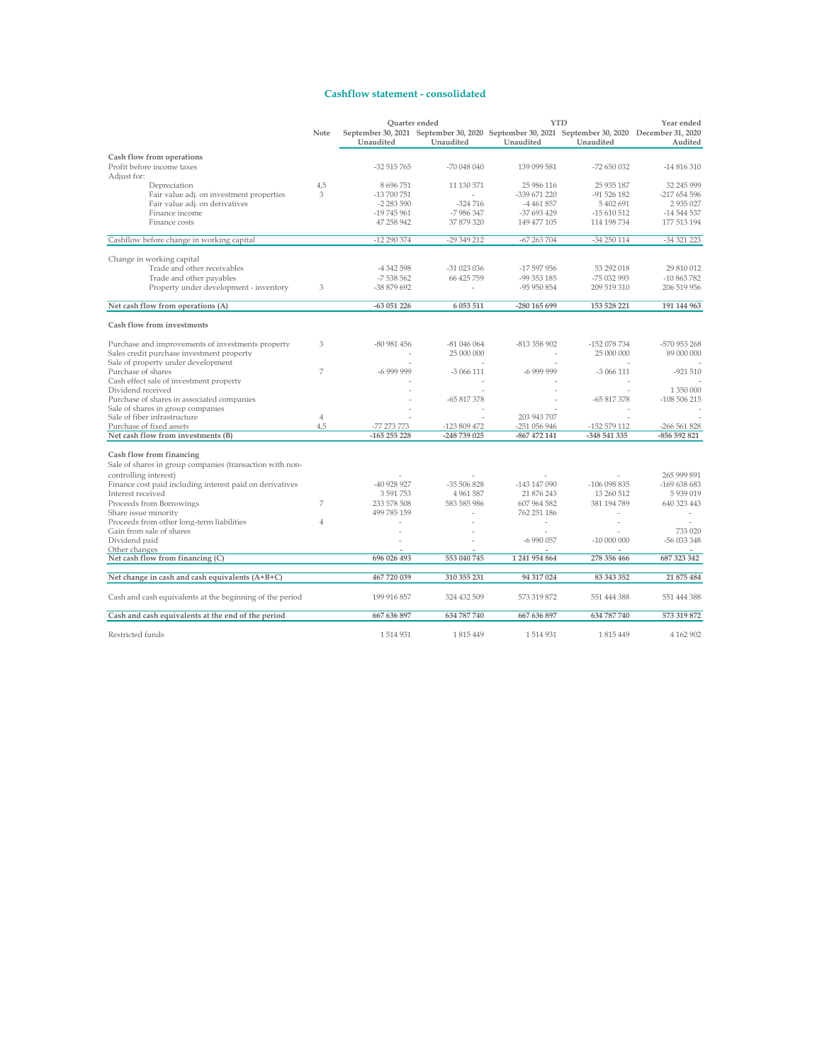## Cashflow statement - consolidated

| | Note | Quarter ended September 30, 2021 Unaudited | Quarter ended September 30, 2020 Unaudited | YTD September 30, 2021 Unaudited | YTD September 30, 2020 Unaudited | Year ended December 31, 2020 Audited |
|---|---|---|---|---|---|---|
| **Cash flow from operations** | | | | | | |
| Profit before income taxes | | -32 515 765 | -70 048 040 | 139 099 581 | -72 650 032 | -14 816 310 |
| Adjust for: | | | | | | |
| Depreciation | 4,5 | 8 696 751 | 11 130 571 | 25 986 116 | 25 935 187 | 32 245 999 |
| Fair value adj. on investment properties | 3 | -13 700 751 | - | -339 671 220 | -91 526 182 | -217 654 596 |
| Fair value adj. on derivatives | | -2 283 590 | -324 716 | -4 461 857 | 5 402 691 | 2 935 027 |
| Finance income | | -19 745 961 | -7 986 347 | -37 693 429 | -15 610 512 | -14 544 537 |
| Finance costs | | 47 258 942 | 37 879 320 | 149 477 105 | 114 198 734 | 177 513 194 |
| Cashflow before change in working capital | | -12 290 374 | -29 349 212 | -67 263 704 | -34 250 114 | -34 321 223 |
| Change in working capital | | | | | | |
| Trade and other receivables | | -4 342 598 | -31 023 036 | -17 597 956 | 53 292 018 | 29 810 012 |
| Trade and other payables | | -7 538 562 | 66 425 759 | -99 353 185 | -75 032 993 | -10 863 782 |
| Property under development - inventory | 3 | -38 879 692 | - | -95 950 854 | 209 519 310 | 206 519 956 |
| **Net cash flow from operations (A)** | | **-63 051 226** | **6 053 511** | **-280 165 699** | **153 528 221** | **191 144 963** |
| **Cash flow from investments** | | | | | | |
| Purchase and improvements of investments property | 3 | -80 981 456 | -81 046 064 | -813 358 902 | -152 078 734 | -570 953 268 |
| Sales credit purchase investment property | | - | 25 000 000 | - | 25 000 000 | 89 000 000 |
| Sale of property under development | | - | - | - | - | - |
| Purchase of shares | 7 | -6 999 999 | -3 066 111 | -6 999 999 | -3 066 111 | -921 510 |
| Cash effect sale of investment property | | - | - | - | - | - |
| Dividend received | | - | - | - | - | 1 350 000 |
| Purchase of shares in associated companies | | - | -65 817 378 | - | -65 817 378 | -108 506 215 |
| Sale of shares in group companies | | - | - | - | - | - |
| Sale of fiber infrastructure | 4 | - | - | 203 943 707 | - | - |
| Purchase of fixed assets | 4,5 | -77 273 773 | -123 809 472 | -251 056 946 | -152 579 112 | -266 561 828 |
| **Net cash flow from investments (B)** | | **-165 255 228** | **-248 739 025** | **-867 472 141** | **-348 541 335** | **-856 592 821** |
| **Cash flow from financing** | | | | | | |
| Sale of shares in group companies (transaction with non-controlling interest) | | - | - | - | - | 265 999 891 |
| Finance cost paid including interest paid on derivatives | | -40 928 927 | -35 506 828 | -143 147 090 | -106 098 835 | -169 638 683 |
| Interest received | | 3 591 753 | 4 961 587 | 21 876 243 | 13 260 512 | 5 939 019 |
| Proceeds from Borrowings | 7 | 233 578 508 | 583 585 986 | 607 964 582 | 381 194 789 | 640 323 443 |
| Share issue minority | | 499 785 159 | - | 762 251 186 | - | - |
| Proceeds from other long-term liabilities | 4 | - | - | - | - | - |
| Gain from sale of shares | | - | - | - | - | 733 020 |
| Dividend paid | | - | - | -6 990 057 | -10 000 000 | -56 033 348 |
| Other changes | | - | - | - | - | - |
| **Net cash flow from financing (C)** | | **696 026 493** | **553 040 745** | **1 241 954 864** | **278 356 466** | **687 323 342** |
| **Net change in cash and cash equivalents (A+B+C)** | | **467 720 039** | **310 355 231** | **94 317 024** | **83 343 352** | **21 875 484** |
| Cash and cash equivalents at the beginning of the period | | 199 916 857 | 324 432 509 | 573 319 872 | 551 444 388 | 551 444 388 |
| **Cash and cash equivalents at the end of the period** | | **667 636 897** | **634 787 740** | **667 636 897** | **634 787 740** | **573 319 872** |
| Restricted funds | | 1 514 931 | 1 815 449 | 1 514 931 | 1 815 449 | 4 162 902 |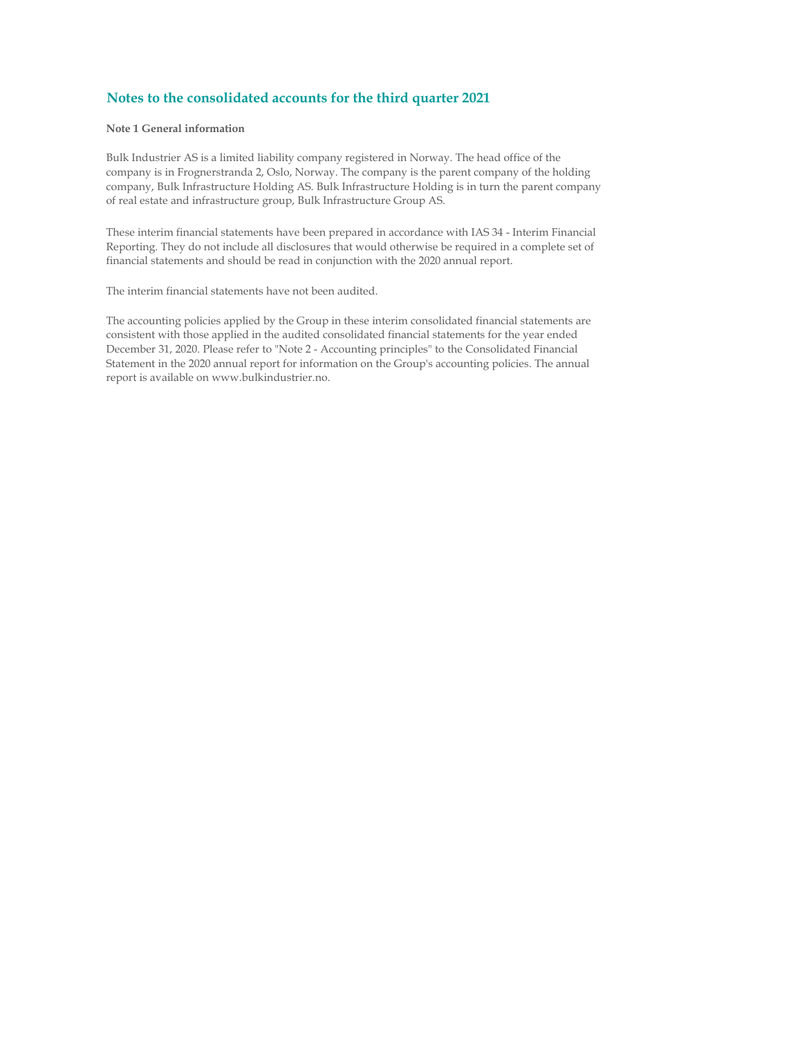# Notes to the consolidated accounts for the third quarter 2021

**Note 1 General information**

Bulk Industrier AS is a limited liability company registered in Norway. The head office of the company is in Frognerstranda 2, Oslo, Norway. The company is the parent company of the holding company, Bulk Infrastructure Holding AS. Bulk Infrastructure Holding is in turn the parent company of real estate and infrastructure group, Bulk Infrastructure Group AS.

These interim financial statements have been prepared in accordance with IAS 34 - Interim Financial Reporting. They do not include all disclosures that would otherwise be required in a complete set of financial statements and should be read in conjunction with the 2020 annual report.

The interim financial statements have not been audited.

The accounting policies applied by the Group in these interim consolidated financial statements are consistent with those applied in the audited consolidated financial statements for the year ended December 31, 2020. Please refer to "Note 2 - Accounting principles" to the Consolidated Financial Statement in the 2020 annual report for information on the Group's accounting policies. The annual report is available on www.bulkindustrier.no.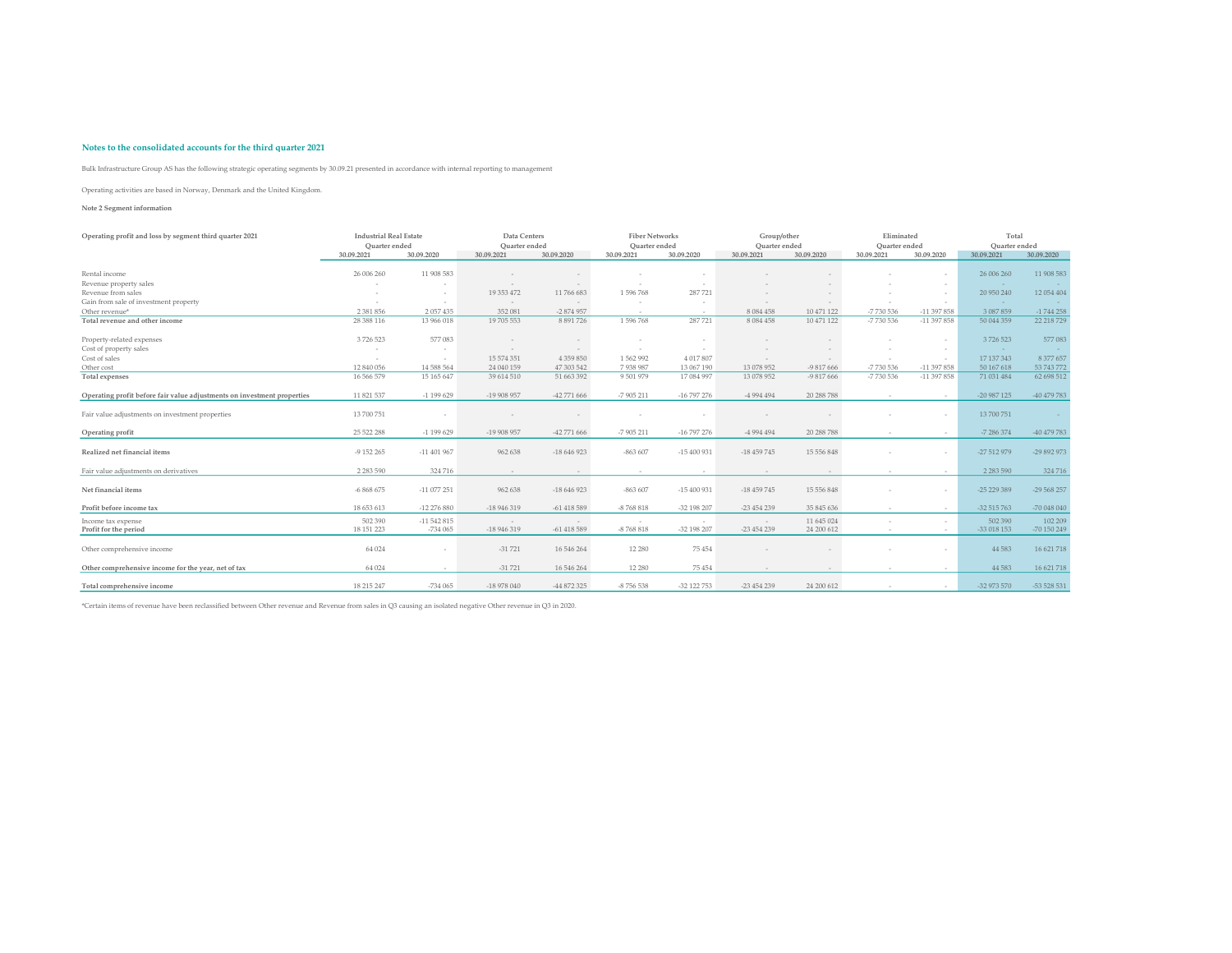### Notes to the consolidated accounts for the third quarter 2021

Bulk Infrastructure Group AS has the following strategic operating segments by 30.09.21 presented in accordance with internal reporting to management

Operating activities are based in Norway, Denmark and the United Kingdom.

**Note 2 Segment information**

| Operating profit and loss by segment third quarter 2021 | Industrial Real Estate | | Data Centers | | Fiber Networks | | Group/other | | Eliminated | | Total | |
|---|---|---|---|---|---|---|---|---|---|---|---|---|
| | Quarter ended | | Quarter ended | | Quarter ended | | Quarter ended | | Quarter ended | | Quarter ended | |
| | 30.09.2021 | 30.09.2020 | 30.09.2021 | 30.09.2020 | 30.09.2021 | 30.09.2020 | 30.09.2021 | 30.09.2020 | 30.09.2021 | 30.09.2020 | 30.09.2021 | 30.09.2020 |
| Rental income | 26 006 260 | 11 908 583 | - | - | - | - | - | - | - | - | 26 006 260 | 11 908 583 |
| Revenue property sales | - | - | - | - | - | - | - | - | - | - | - | - |
| Revenue from sales | - | - | 19 353 472 | 11 766 683 | 1 596 768 | 287 721 | - | - | - | - | 20 950 240 | 12 054 404 |
| Gain from sale of investment property | - | - | - | - | - | - | - | - | - | - | - | - |
| Other revenue* | 2 381 856 | 2 057 435 | 352 081 | -2 874 957 | - | - | 8 084 458 | 10 471 122 | -7 730 536 | -11 397 858 | 3 087 859 | -1 744 258 |
| **Total revenue and other income** | 28 388 116 | 13 966 018 | 19 705 553 | 8 891 726 | 1 596 768 | 287 721 | 8 084 458 | 10 471 122 | -7 730 536 | -11 397 858 | 50 044 359 | 22 218 729 |
| Property-related expenses | 3 726 523 | 577 083 | - | - | - | - | - | - | - | - | 3 726 523 | 577 083 |
| Cost of property sales | - | - | - | - | - | - | - | - | - | - | - | - |
| Cost of sales | - | - | 15 574 351 | 4 359 850 | 1 562 992 | 4 017 807 | - | - | - | - | 17 137 343 | 8 377 657 |
| Other cost | 12 840 056 | 14 588 564 | 24 040 159 | 47 303 542 | 7 938 987 | 13 067 190 | 13 078 952 | -9 817 666 | -7 730 536 | -11 397 858 | 50 167 618 | 53 743 772 |
| **Total expenses** | 16 566 579 | 15 165 647 | 39 614 510 | 51 663 392 | 9 501 979 | 17 084 997 | 13 078 952 | -9 817 666 | -7 730 536 | -11 397 858 | 71 031 484 | 62 698 512 |
| **Operating profit before fair value adjustments on investment properties** | 11 821 537 | -1 199 629 | -19 908 957 | -42 771 666 | -7 905 211 | -16 797 276 | -4 994 494 | 20 288 788 | - | - | -20 987 125 | -40 479 783 |
| Fair value adjustments on investment properties | 13 700 751 | - | - | - | - | - | - | - | - | - | 13 700 751 | - |
| **Operating profit** | 25 522 288 | -1 199 629 | -19 908 957 | -42 771 666 | -7 905 211 | -16 797 276 | -4 994 494 | 20 288 788 | - | - | -7 286 374 | -40 479 783 |
| **Realized net financial items** | -9 152 265 | -11 401 967 | 962 638 | -18 646 923 | -863 607 | -15 400 931 | -18 459 745 | 15 556 848 | - | - | -27 512 979 | -29 892 973 |
| Fair value adjustments on derivatives | 2 283 590 | 324 716 | - | - | - | - | - | - | - | - | 2 283 590 | 324 716 |
| **Net financial items** | -6 868 675 | -11 077 251 | 962 638 | -18 646 923 | -863 607 | -15 400 931 | -18 459 745 | 15 556 848 | - | - | -25 229 389 | -29 568 257 |
| **Profit before income tax** | 18 653 613 | -12 276 880 | -18 946 319 | -61 418 589 | -8 768 818 | -32 198 207 | -23 454 239 | 35 845 636 | - | - | -32 515 763 | -70 048 040 |
| Income tax expense | 502 390 | -11 542 815 | - | - | - | - | - | 11 645 024 | - | - | 502 390 | 102 209 |
| **Profit for the period** | 18 151 223 | -734 065 | -18 946 319 | -61 418 589 | -8 768 818 | -32 198 207 | -23 454 239 | 24 200 612 | - | - | -33 018 153 | -70 150 249 |
| Other comprehensive income | 64 024 | - | -31 721 | 16 546 264 | 12 280 | 75 454 | - | - | - | - | 44 583 | 16 621 718 |
| **Other comprehensive income for the year, net of tax** | 64 024 | - | -31 721 | 16 546 264 | 12 280 | 75 454 | - | - | - | - | 44 583 | 16 621 718 |
| **Total comprehensive income** | 18 215 247 | -734 065 | -18 978 040 | -44 872 325 | -8 756 538 | -32 122 753 | -23 454 239 | 24 200 612 | - | - | -32 973 570 | -53 528 531 |

*Certain items of revenue have been reclassified between Other revenue and Revenue from sales in Q3 causing an isolated negative Other revenue in Q3 in 2020.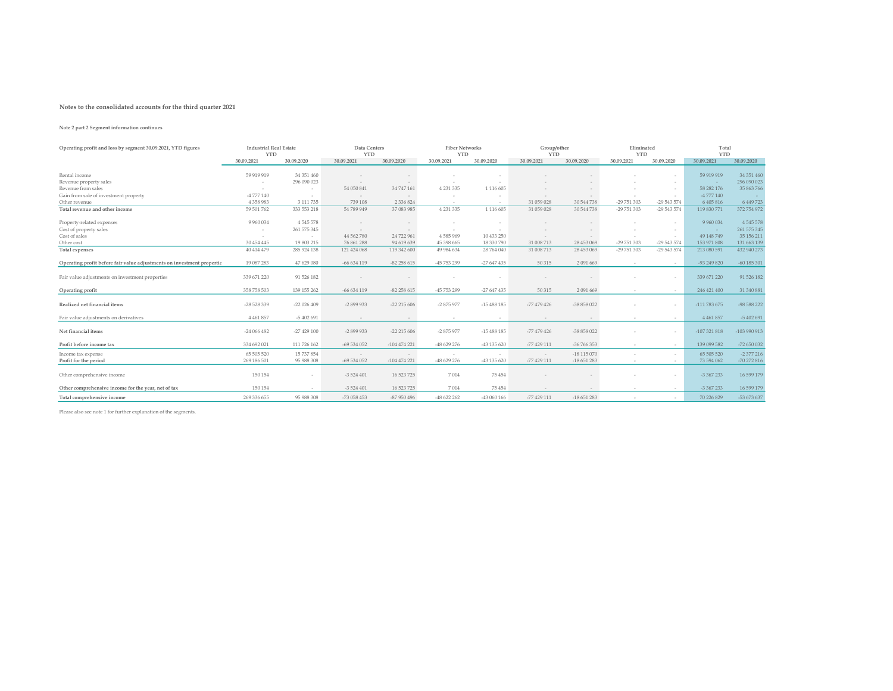**Notes to the consolidated accounts for the third quarter 2021**

**Note 2 part 2 Segment information continues**

| Operating profit and loss by segment 30.09.2021, YTD figures | Industrial Real Estate YTD | | Data Centers YTD | | Fiber Networks YTD | | Group/other YTD | | Eliminated YTD | | Total YTD | |
|---|---|---|---|---|---|---|---|---|---|---|---|---|
| | 30.09.2021 | 30.09.2020 | 30.09.2021 | 30.09.2020 | 30.09.2021 | 30.09.2020 | 30.09.2021 | 30.09.2020 | 30.09.2021 | 30.09.2020 | 30.09.2021 | 30.09.2020 |
| Rental income | 59 919 919 | 34 351 460 | - | - | - | - | - | - | - | - | 59 919 919 | 34 351 460 |
| Revenue property sales | - | 296 090 023 | - | - | - | - | - | - | - | - | - | 296 090 023 |
| Revenue from sales | - | - | 54 050 841 | 34 747 161 | 4 231 335 | 1 116 605 | - | - | - | - | 58 282 176 | 35 863 766 |
| Gain from sale of investment property | -4 777 140 | - | - | - | - | - | - | - | - | - | -4 777 140 | - |
| Other revenue | 4 358 983 | 3 111 735 | 739 108 | 2 336 824 | - | - | 31 059 028 | 30 544 738 | -29 751 303 | -29 543 574 | 6 405 816 | 6 449 723 |
| **Total revenue and other income** | 59 501 762 | 333 553 218 | 54 789 949 | 37 083 985 | 4 231 335 | 1 116 605 | 31 059 028 | 30 544 738 | -29 751 303 | -29 543 574 | 119 830 771 | 372 754 972 |
| Property-related expenses | 9 960 034 | 4 545 578 | - | - | - | - | - | - | - | - | 9 960 034 | 4 545 578 |
| Cost of property sales | - | 261 575 345 | - | - | - | - | - | - | - | - | - | 261 575 345 |
| Cost of sales | - | - | 44 562 780 | 24 722 961 | 4 585 969 | 10 433 250 | - | - | - | - | 49 148 749 | 35 156 211 |
| Other cost | 30 454 445 | 19 803 215 | 76 861 288 | 94 619 639 | 45 398 665 | 18 330 790 | 31 008 713 | 28 453 069 | -29 751 303 | -29 543 574 | 153 971 808 | 131 663 139 |
| **Total expenses** | 40 414 479 | 285 924 138 | 121 424 068 | 119 342 600 | 49 984 634 | 28 764 040 | 31 008 713 | 28 453 069 | -29 751 303 | -29 543 574 | 213 080 591 | 432 940 273 |
| **Operating profit before fair value adjustments on investment propertie** | 19 087 283 | 47 629 080 | -66 634 119 | -82 258 615 | -45 753 299 | -27 647 435 | 50 315 | 2 091 669 | - | - | -93 249 820 | -60 185 301 |
| Fair value adjustments on investment properties | 339 671 220 | 91 526 182 | - | - | - | - | - | - | - | - | 339 671 220 | 91 526 182 |
| **Operating profit** | 358 758 503 | 139 155 262 | -66 634 119 | -82 258 615 | -45 753 299 | -27 647 435 | 50 315 | 2 091 669 | - | - | 246 421 400 | 31 340 881 |
| **Realized net financial items** | -28 528 339 | -22 026 409 | -2 899 933 | -22 215 606 | -2 875 977 | -15 488 185 | -77 479 426 | -38 858 022 | - | - | -111 783 675 | -98 588 222 |
| Fair value adjustments on derivatives | 4 461 857 | -5 402 691 | - | - | - | - | - | - | - | - | 4 461 857 | -5 402 691 |
| **Net financial items** | -24 066 482 | -27 429 100 | -2 899 933 | -22 215 606 | -2 875 977 | -15 488 185 | -77 479 426 | -38 858 022 | - | - | -107 321 818 | -103 990 913 |
| **Profit before income tax** | 334 692 021 | 111 726 162 | -69 534 052 | -104 474 221 | -48 629 276 | -43 135 620 | -77 429 111 | -36 766 353 | - | - | 139 099 582 | -72 650 032 |
| Income tax expense | 65 505 520 | 15 737 854 | - | - | - | - | - | -18 115 070 | - | - | 65 505 520 | -2 377 216 |
| **Profit for the period** | 269 186 501 | 95 988 308 | -69 534 052 | -104 474 221 | -48 629 276 | -43 135 620 | -77 429 111 | -18 651 283 | - | - | 73 594 062 | -70 272 816 |
| Other comprehensive income | 150 154 | - | -3 524 401 | 16 523 725 | 7 014 | 75 454 | - | - | - | - | -3 367 233 | 16 599 179 |
| **Other comprehensive income for the year, net of tax** | 150 154 | - | -3 524 401 | 16 523 725 | 7 014 | 75 454 | - | - | - | - | -3 367 233 | 16 599 179 |
| **Total comprehensive income** | 269 336 655 | 95 988 308 | -73 058 453 | -87 950 496 | -48 622 262 | -43 060 166 | -77 429 111 | -18 651 283 | - | - | 70 226 829 | -53 673 637 |

Please also see note 1 for further explanation of the segments.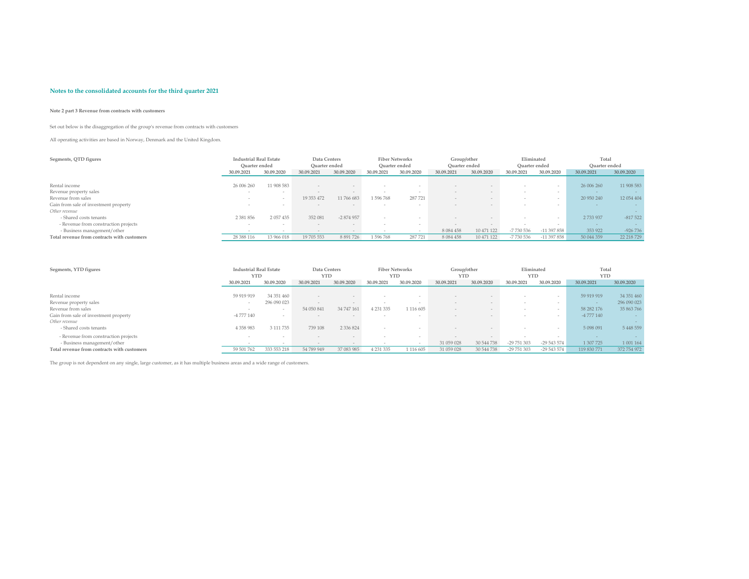## Notes to the consolidated accounts for the third quarter 2021

**Note 2 part 3 Revenue from contracts with customers**

Set out below is the disaggregation of the group's revenue from contracts with customers

All operating activities are based in Norway, Denmark and the United Kingdom.

| Segments, QTD figures | Industrial Real Estate Quarter ended | | Data Centers Quarter ended | | Fiber Networks Quarter ended | | Group/other Quarter ended | | Eliminated Quarter ended | | Total Quarter ended | |
|---|---|---|---|---|---|---|---|---|---|---|---|---|
| | 30.09.2021 | 30.09.2020 | 30.09.2021 | 30.09.2020 | 30.09.2021 | 30.09.2020 | 30.09.2021 | 30.09.2020 | 30.09.2021 | 30.09.2020 | 30.09.2021 | 30.09.2020 |
| Rental income | 26 006 260 | 11 908 583 | - | - | - | - | - | - | - | - | 26 006 260 | 11 908 583 |
| Revenue property sales | - | - | - | - | - | - | - | - | - | - | - | - |
| Revenue from sales | - | - | 19 353 472 | 11 766 683 | 1 596 768 | 287 721 | - | - | - | - | 20 950 240 | 12 054 404 |
| Gain from sale of investment property | - | - | - | - | - | - | - | - | - | - | - | - |
| *Other revenue* | | | | | | | | | | | | - |
| - Shared costs tenants | 2 381 856 | 2 057 435 | 352 081 | -2 874 957 | - | - | - | - | - | - | 2 733 937 | -817 522 |
| - Revenue from construction projects | - | - | - | - | - | - | - | - | - | - | - | - |
| - Business management/other | - | - | - | - | - | - | 8 084 458 | 10 471 122 | -7 730 536 | -11 397 858 | 353 922 | -926 736 |
| **Total revenue from contracts with customers** | 28 388 116 | 13 966 018 | 19 705 553 | 8 891 726 | 1 596 768 | 287 721 | 8 084 458 | 10 471 122 | -7 730 536 | -11 397 858 | 50 044 359 | 22 218 729 |

| Segments, YTD figures | Industrial Real Estate YTD | | Data Centers YTD | | Fiber Networks YTD | | Group/other YTD | | Eliminated YTD | | Total YTD | |
|---|---|---|---|---|---|---|---|---|---|---|---|---|
| | 30.09.2021 | 30.09.2020 | 30.09.2021 | 30.09.2020 | 30.09.2021 | 30.09.2020 | 30.09.2021 | 30.09.2020 | 30.09.2021 | 30.09.2020 | 30.09.2021 | 30.09.2020 |
| Rental income | 59 919 919 | 34 351 460 | - | - | - | - | - | - | - | - | 59 919 919 | 34 351 460 |
| Revenue property sales | - | 296 090 023 | - | - | - | - | - | - | - | - | - | 296 090 023 |
| Revenue from sales | - | - | 54 050 841 | 34 747 161 | 4 231 335 | 1 116 605 | - | - | - | - | 58 282 176 | 35 863 766 |
| Gain from sale of investment property | -4 777 140 | - | - | - | - | - | - | - | - | - | -4 777 140 | - |
| *Other revenue* | | | | | | | | | | | | - |
| - Shared costs tenants | 4 358 983 | 3 111 735 | 739 108 | 2 336 824 | - | - | - | - | - | - | 5 098 091 | 5 448 559 |
| - Revenue from construction projects | - | - | - | - | - | - | - | - | - | - | - | - |
| - Business management/other | - | - | - | - | - | - | 31 059 028 | 30 544 738 | -29 751 303 | -29 543 574 | 1 307 725 | 1 001 164 |
| **Total revenue from contracts with customers** | 59 501 762 | 333 553 218 | 54 789 949 | 37 083 985 | 4 231 335 | 1 116 605 | 31 059 028 | 30 544 738 | -29 751 303 | -29 543 574 | 119 830 771 | 372 754 972 |

The group is not dependent on any single, large customer, as it has multiple business areas and a wide range of customers.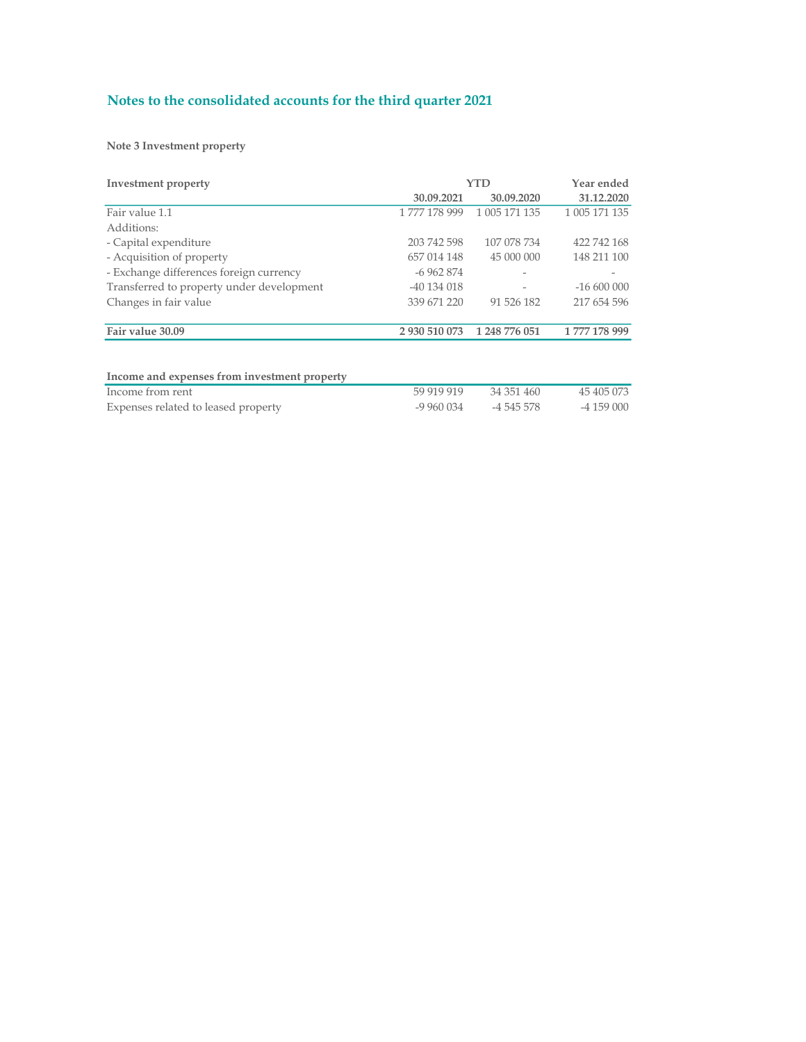## Notes to the consolidated accounts for the third quarter 2021

### Note 3 Investment property

| Investment property | YTD | | Year ended |
|---|---|---|---|
| | 30.09.2021 | 30.09.2020 | 31.12.2020 |
| Fair value 1.1 | 1 777 178 999 | 1 005 171 135 | 1 005 171 135 |
| Additions: | | | |
| - Capital expenditure | 203 742 598 | 107 078 734 | 422 742 168 |
| - Acquisition of property | 657 014 148 | 45 000 000 | 148 211 100 |
| - Exchange differences foreign currency | -6 962 874 | - | - |
| Transferred to property under development | -40 134 018 | - | -16 600 000 |
| Changes in fair value | 339 671 220 | 91 526 182 | 217 654 596 |
| **Fair value 30.09** | **2 930 510 073** | **1 248 776 051** | **1 777 178 999** |

| Income and expenses from investment property | | | |
|---|---|---|---|
| Income from rent | 59 919 919 | 34 351 460 | 45 405 073 |
| Expenses related to leased property | -9 960 034 | -4 545 578 | -4 159 000 |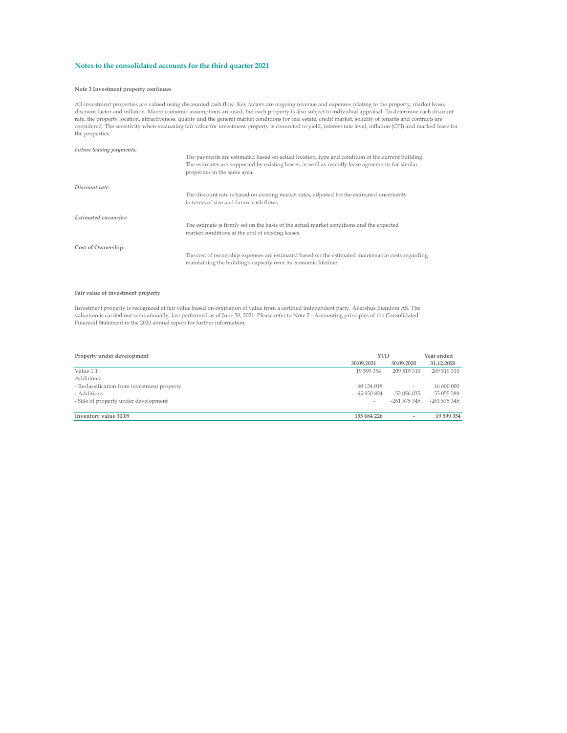## Notes to the consolidated accounts for the third quarter 2021

**Note 3 Investment property continues**

All investment properties are valued using discounted cash flow. Key factors are ongoing revenue and expenses relating to the property, market lease, discount factor and inflation. Macro economic assumptions are used, but each property is also subject to individual appraisal. To determine each discount rate, the property location, attractiveness, quality and the general market conditions for real estate, credit market, solidity of tenants and contracts are considered. The sensitivity when evaluating fair value for investment property is connected to yield, interest rate level, inflation (CPI) and marked lease for the properties.

*Future leasing payments:*

The payments are estimated based on actual location, type and condition of the current building. The estimates are supported by existing leases, as well as recently lease agreements for similar properties in the same area.

*Discount rate:*

The discount rate is based on existing market rates, adjusted for the estimated uncertainty in terms of size and future cash flows.

*Estimated vacancies:*

The estimate is firmly set on the basis of the actual market conditions and the expected market conditions at the end of existing leases.

**Cost of Ownership:**

The cost of ownership expenses are estimated based on the estimated maintenance costs regarding maintaining the building's capacity over its economic lifetime.

**Fair value of investment property**

Investment property is recognized at fair value based on estimation of value from a certified independent party, Akershus Eiendom AS. The valuation is carried out semi-annually, last performed as of June 30, 2021. Please refer to Note 2 - Accounting principles of the Consolidated Financial Statement in the 2020 annual report for further information.

| **Property under development** | **YTD** | | **Year ended** |
|---|---|---|---|
| | **30.09.2021** | **30.09.2020** | **31.12.2020** |
| Value 1.1 | 19 599 354 | 209 519 310 | 209 519 310 |
| Additions: | | | |
| - Reclassification from investment property | 40 134 018 | - | 16 600 000 |
| - Additions | 95 950 854 | 52 056 035 | 55 055 389 |
| - Sale of property under development | - | -261 575 345 | -261 575 345 |
| **Inventory value 30.09** | **155 684 226** | **-** | **19 599 354** |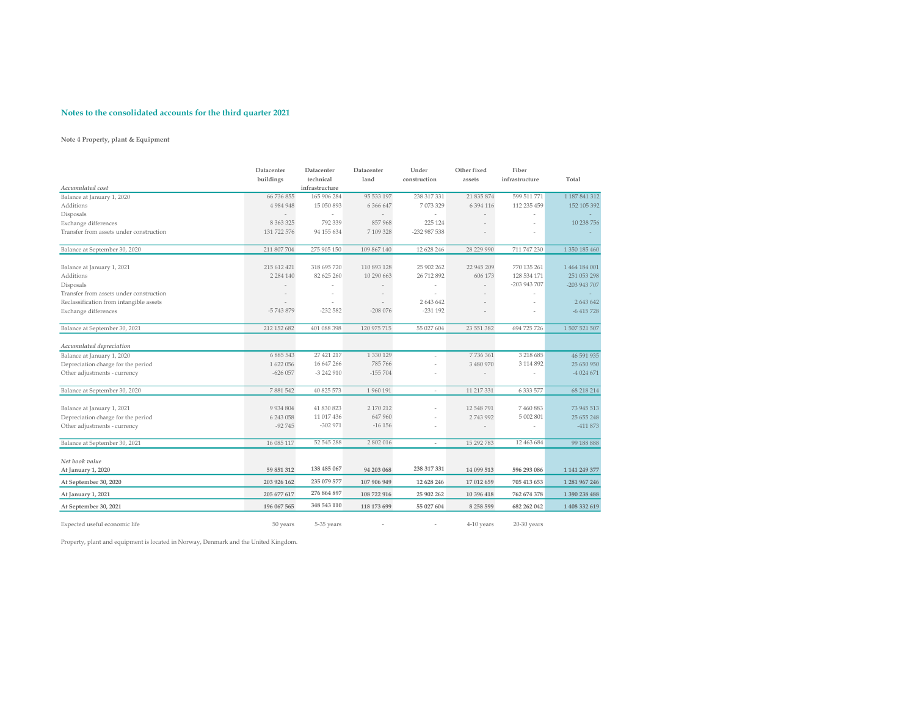## Notes to the consolidated accounts for the third quarter 2021

**Note 4 Property, plant & Equipment**

| *Accumulated cost* | Datacenter buildings | Datacenter technical infrastructure | Datacenter land | Under construction | Other fixed assets | Fiber infrastructure | Total |
|---|---|---|---|---|---|---|---|
| Balance at January 1, 2020 | 66 736 855 | 165 906 284 | 95 533 197 | 238 317 331 | 21 835 874 | 599 511 771 | 1 187 841 312 |
| Additions | 4 984 948 | 15 050 893 | 6 366 647 | 7 073 329 | 6 394 116 | 112 235 459 | 152 105 392 |
| Disposals | - | - | - | - | - | - | - |
| Exchange differences | 8 363 325 | 792 339 | 857 968 | 225 124 | - | - | 10 238 756 |
| Transfer from assets under construction | 131 722 576 | 94 155 634 | 7 109 328 | -232 987 538 | - | - | - |
| Balance at September 30, 2020 | 211 807 704 | 275 905 150 | 109 867 140 | 12 628 246 | 28 229 990 | 711 747 230 | 1 350 185 460 |
| Balance at January 1, 2021 | 215 612 421 | 318 695 720 | 110 893 128 | 25 902 262 | 22 945 209 | 770 135 261 | 1 464 184 001 |
| Additions | 2 284 140 | 82 625 260 | 10 290 663 | 26 712 892 | 606 173 | 128 534 171 | 251 053 298 |
| Disposals | - | - | - | - | - | -203 943 707 | -203 943 707 |
| Transfer from assets under construction | - | - | - | - | - | - | - |
| Reclassification from intangible assets | - | - | - | 2 643 642 | - | - | 2 643 642 |
| Exchange differences | -5 743 879 | -232 582 | -208 076 | -231 192 | - | - | -6 415 728 |
| Balance at September 30, 2021 | 212 152 682 | 401 088 398 | 120 975 715 | 55 027 604 | 23 551 382 | 694 725 726 | 1 507 521 507 |
| *Accumulated depreciation* | | | | | | | |
| Balance at January 1, 2020 | 6 885 543 | 27 421 217 | 1 330 129 | - | 7 736 361 | 3 218 685 | 46 591 935 |
| Depreciation charge for the period | 1 622 056 | 16 647 266 | 785 766 | - | 3 480 970 | 3 114 892 | 25 650 950 |
| Other adjustments - currency | -626 057 | -3 242 910 | -155 704 | - | - | - | -4 024 671 |
| Balance at September 30, 2020 | 7 881 542 | 40 825 573 | 1 960 191 | - | 11 217 331 | 6 333 577 | 68 218 214 |
| Balance at January 1, 2021 | 9 934 804 | 41 830 823 | 2 170 212 | - | 12 548 791 | 7 460 883 | 73 945 513 |
| Depreciation charge for the period | 6 243 058 | 11 017 436 | 647 960 | - | 2 743 992 | 5 002 801 | 25 655 248 |
| Other adjustments - currency | -92 745 | -302 971 | -16 156 | - | - | - | -411 873 |
| Balance at September 30, 2021 | 16 085 117 | 52 545 288 | 2 802 016 | - | 15 292 783 | 12 463 684 | 99 188 888 |
| *Net book value* | | | | | | | |
| **At January 1, 2020** | **59 851 312** | **138 485 067** | **94 203 068** | **238 317 331** | **14 099 513** | **596 293 086** | **1 141 249 377** |
| **At September 30, 2020** | **203 926 162** | **235 079 577** | **107 906 949** | **12 628 246** | **17 012 659** | **705 413 653** | **1 281 967 246** |
| **At January 1, 2021** | **205 677 617** | **276 864 897** | **108 722 916** | **25 902 262** | **10 396 418** | **762 674 378** | **1 390 238 488** |
| **At September 30, 2021** | **196 067 565** | **348 543 110** | **118 173 699** | **55 027 604** | **8 258 599** | **682 262 042** | **1 408 332 619** |
| Expected useful economic life | 50 years | 5-35 years | - | - | 4-10 years | 20-30 years | |

Property, plant and equipment is located in Norway, Denmark and the United Kingdom.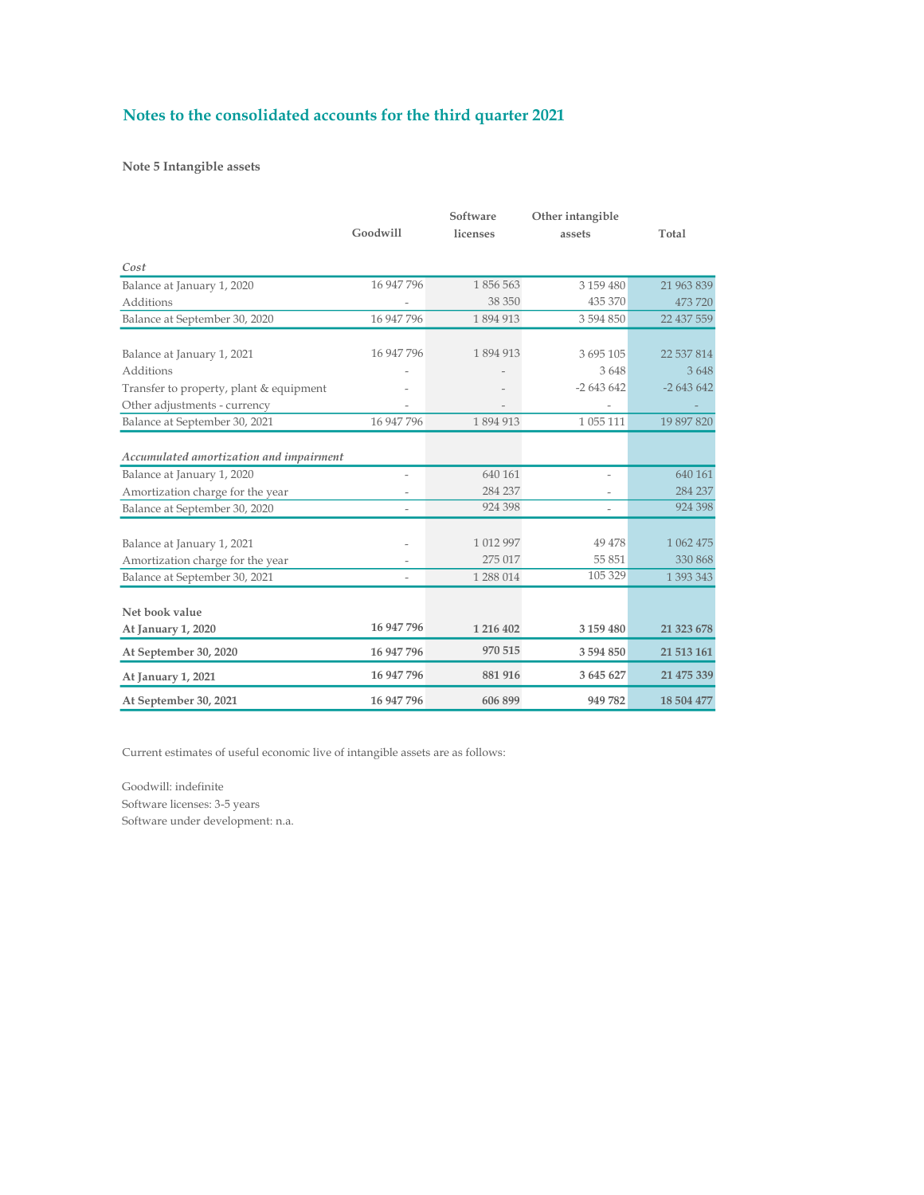## Notes to the consolidated accounts for the third quarter 2021

### Note 5 Intangible assets

| | Goodwill | Software licenses | Other intangible assets | Total |
|---|---|---|---|---|
| *Cost* | | | | |
| Balance at January 1, 2020 | 16 947 796 | 1 856 563 | 3 159 480 | 21 963 839 |
| Additions | - | 38 350 | 435 370 | 473 720 |
| Balance at September 30, 2020 | 16 947 796 | 1 894 913 | 3 594 850 | 22 437 559 |
| | | | | |
| Balance at January 1, 2021 | 16 947 796 | 1 894 913 | 3 695 105 | 22 537 814 |
| Additions | - | - | 3 648 | 3 648 |
| Transfer to property, plant & equipment | - | - | -2 643 642 | -2 643 642 |
| Other adjustments - currency | - | - | - | - |
| Balance at September 30, 2021 | 16 947 796 | 1 894 913 | 1 055 111 | 19 897 820 |
| | | | | |
| *Accumulated amortization and impairment* | | | | |
| Balance at January 1, 2020 | - | 640 161 | - | 640 161 |
| Amortization charge for the year | - | 284 237 | - | 284 237 |
| Balance at September 30, 2020 | - | 924 398 | - | 924 398 |
| | | | | |
| Balance at January 1, 2021 | - | 1 012 997 | 49 478 | 1 062 475 |
| Amortization charge for the year | - | 275 017 | 55 851 | 330 868 |
| Balance at September 30, 2021 | - | 1 288 014 | 105 329 | 1 393 343 |
| | | | | |
| **Net book value** | | | | |
| **At January 1, 2020** | **16 947 796** | **1 216 402** | **3 159 480** | **21 323 678** |
| **At September 30, 2020** | **16 947 796** | **970 515** | **3 594 850** | **21 513 161** |
| **At January 1, 2021** | **16 947 796** | **881 916** | **3 645 627** | **21 475 339** |
| **At September 30, 2021** | **16 947 796** | **606 899** | **949 782** | **18 504 477** |

Current estimates of useful economic live of intangible assets are as follows:

Goodwill: indefinite
Software licenses: 3-5 years
Software under development: n.a.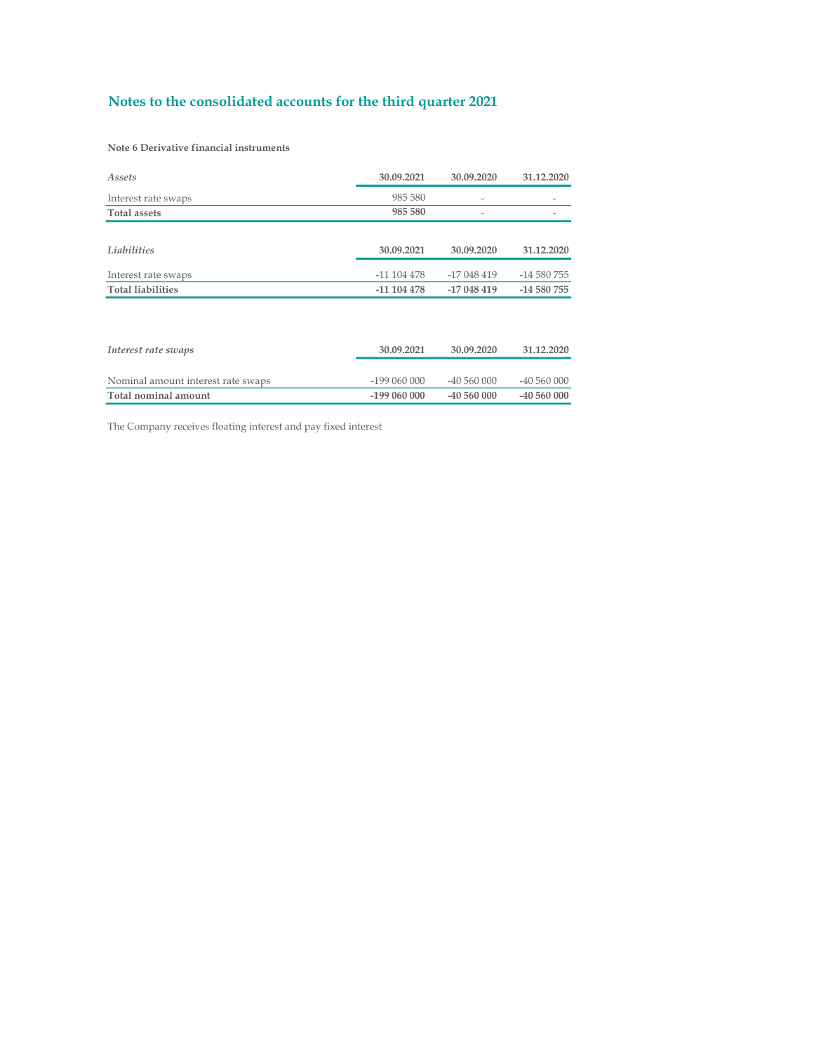## Notes to the consolidated accounts for the third quarter 2021

**Note 6 Derivative financial instruments**

| *Assets* | 30.09.2021 | 30.09.2020 | 31.12.2020 |
|---|---|---|---|
| Interest rate swaps | 985 580 | - | - |
| **Total assets** | **985 580** | - | - |

| *Liabilities* | 30.09.2021 | 30.09.2020 | 31.12.2020 |
|---|---|---|---|
| Interest rate swaps | -11 104 478 | -17 048 419 | -14 580 755 |
| **Total liabilities** | **-11 104 478** | **-17 048 419** | **-14 580 755** |

| *Interest rate swaps* | 30.09.2021 | 30.09.2020 | 31.12.2020 |
|---|---|---|---|
| Nominal amount interest rate swaps | -199 060 000 | -40 560 000 | -40 560 000 |
| **Total nominal amount** | **-199 060 000** | **-40 560 000** | **-40 560 000** |

The Company receives floating interest and pay fixed interest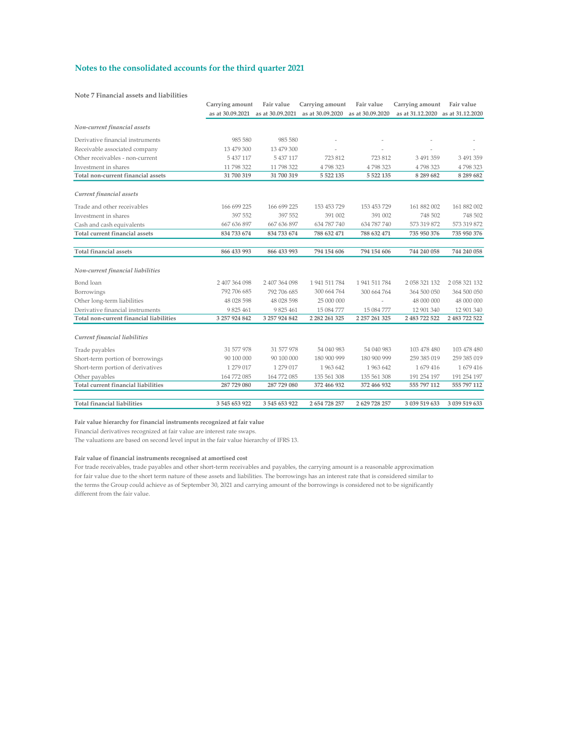## Notes to the consolidated accounts for the third quarter 2021

**Note 7 Financial assets and liabilities**

| | Carrying amount as at 30.09.2021 | Fair value as at 30.09.2021 | Carrying amount as at 30.09.2020 | Fair value as at 30.09.2020 | Carrying amount as at 31.12.2020 | Fair value as at 31.12.2020 |
|---|---|---|---|---|---|---|
| *Non-current financial assets* | | | | | | |
| Derivative financial instruments | 985 580 | 985 580 | - | - | - | - |
| Receivable associated company | 13 479 300 | 13 479 300 | - | - | - | - |
| Other receivables - non-current | 5 437 117 | 5 437 117 | 723 812 | 723 812 | 3 491 359 | 3 491 359 |
| Investment in shares | 11 798 322 | 11 798 322 | 4 798 323 | 4 798 323 | 4 798 323 | 4 798 323 |
| **Total non-current financial assets** | **31 700 319** | **31 700 319** | **5 522 135** | **5 522 135** | **8 289 682** | **8 289 682** |
| *Current financial assets* | | | | | | |
| Trade and other receivables | 166 699 225 | 166 699 225 | 153 453 729 | 153 453 729 | 161 882 002 | 161 882 002 |
| Investment in shares | 397 552 | 397 552 | 391 002 | 391 002 | 748 502 | 748 502 |
| Cash and cash equivalents | 667 636 897 | 667 636 897 | 634 787 740 | 634 787 740 | 573 319 872 | 573 319 872 |
| **Total current financial assets** | **834 733 674** | **834 733 674** | **788 632 471** | **788 632 471** | **735 950 376** | **735 950 376** |
| **Total financial assets** | **866 433 993** | **866 433 993** | **794 154 606** | **794 154 606** | **744 240 058** | **744 240 058** |
| *Non-current financial liabilities* | | | | | | |
| Bond loan | 2 407 364 098 | 2 407 364 098 | 1 941 511 784 | 1 941 511 784 | 2 058 321 132 | 2 058 321 132 |
| Borrowings | 792 706 685 | 792 706 685 | 300 664 764 | 300 664 764 | 364 500 050 | 364 500 050 |
| Other long-term liabilities | 48 028 598 | 48 028 598 | 25 000 000 | - | 48 000 000 | 48 000 000 |
| Derivative financial instruments | 9 825 461 | 9 825 461 | 15 084 777 | 15 084 777 | 12 901 340 | 12 901 340 |
| **Total non-current financial liabilities** | **3 257 924 842** | **3 257 924 842** | **2 282 261 325** | **2 257 261 325** | **2 483 722 522** | **2 483 722 522** |
| *Current financial liabilities* | | | | | | |
| Trade payables | 31 577 978 | 31 577 978 | 54 040 983 | 54 040 983 | 103 478 480 | 103 478 480 |
| Short-term portion of borrowings | 90 100 000 | 90 100 000 | 180 900 999 | 180 900 999 | 259 385 019 | 259 385 019 |
| Short-term portion of derivatives | 1 279 017 | 1 279 017 | 1 963 642 | 1 963 642 | 1 679 416 | 1 679 416 |
| Other payables | 164 772 085 | 164 772 085 | 135 561 308 | 135 561 308 | 191 254 197 | 191 254 197 |
| **Total current financial liabilities** | **287 729 080** | **287 729 080** | **372 466 932** | **372 466 932** | **555 797 112** | **555 797 112** |
| **Total financial liabilities** | **3 545 653 922** | **3 545 653 922** | **2 654 728 257** | **2 629 728 257** | **3 039 519 633** | **3 039 519 633** |

**Fair value hierarchy for financial instruments recognized at fair value**

Financial derivatives recognized at fair value are interest rate swaps.

The valuations are based on second level input in the fair value hierarchy of IFRS 13.

**Fair value of financial instruments recognised at amortised cost**

For trade receivables, trade payables and other short-term receivables and payables, the carrying amount is a reasonable approximation for fair value due to the short term nature of these assets and liabilities. The borrowings has an interest rate that is considered similar to the terms the Group could achieve as of September 30, 2021 and carrying amount of the borrowings is considered not to be significantly different from the fair value.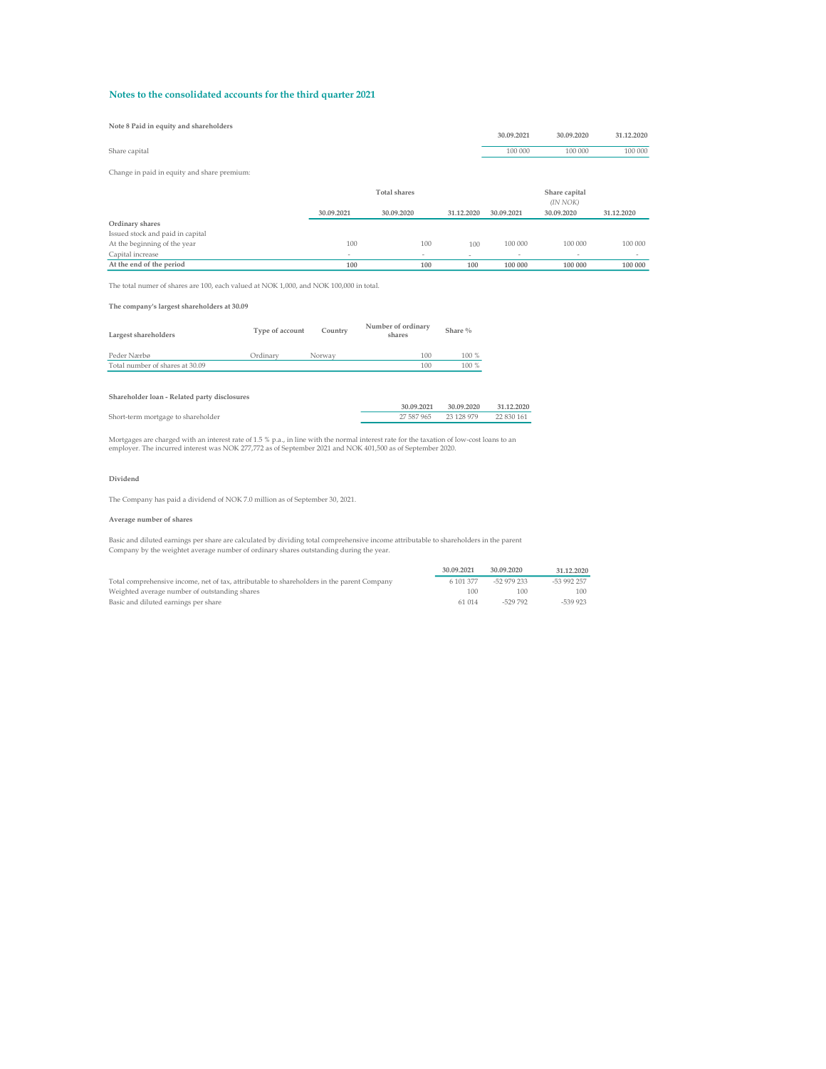## Notes to the consolidated accounts for the third quarter 2021

**Note 8 Paid in equity and shareholders**

| | 30.09.2021 | 30.09.2020 | 31.12.2020 |
|---|---|---|---|
| Share capital | 100 000 | 100 000 | 100 000 |

Change in paid in equity and share premium:

| | Total shares | | | Share capital *(IN NOK)* | | |
|---|---|---|---|---|---|---|
| | 30.09.2021 | 30.09.2020 | 31.12.2020 | 30.09.2021 | 30.09.2020 | 31.12.2020 |
| **Ordinary shares** | | | | | | |
| Issued stock and paid in capital | | | | | | |
| At the beginning of the year | 100 | 100 | 100 | 100 000 | 100 000 | 100 000 |
| Capital increase | - | - | - | - | - | - |
| **At the end of the period** | **100** | **100** | **100** | **100 000** | **100 000** | **100 000** |

The total numer of shares are 100, each valued at NOK 1,000, and NOK 100,000 in total.

**The company's largest shareholders at 30.09**

| Largest shareholders | Type of account | Country | Number of ordinary shares | Share % |
|---|---|---|---|---|
| Peder Nærbø | Ordinary | Norway | 100 | 100 % |
| Total number of shares at 30.09 | | | 100 | 100 % |

**Shareholder loan - Related party disclosures**

| | 30.09.2021 | 30.09.2020 | 31.12.2020 |
|---|---|---|---|
| Short-term mortgage to shareholder | 27 587 965 | 23 128 979 | 22 830 161 |

Mortgages are charged with an interest rate of 1.5 % p.a., in line with the normal interest rate for the taxation of low-cost loans to an employer. The incurred interest was NOK 277,772 as of September 2021 and NOK 401,500 as of September 2020.

**Dividend**

The Company has paid a dividend of NOK 7.0 million as of September 30, 2021.

**Average number of shares**

Basic and diluted earnings per share are calculated by dividing total comprehensive income attributable to shareholders in the parent Company by the weightet average number of ordinary shares outstanding during the year.

| | 30.09.2021 | 30.09.2020 | 31.12.2020 |
|---|---|---|---|
| Total comprehensive income, net of tax, attributable to shareholders in the parent Company | 6 101 377 | -52 979 233 | -53 992 257 |
| Weighted average number of outstanding shares | 100 | 100 | 100 |
| Basic and diluted earnings per share | 61 014 | -529 792 | -539 923 |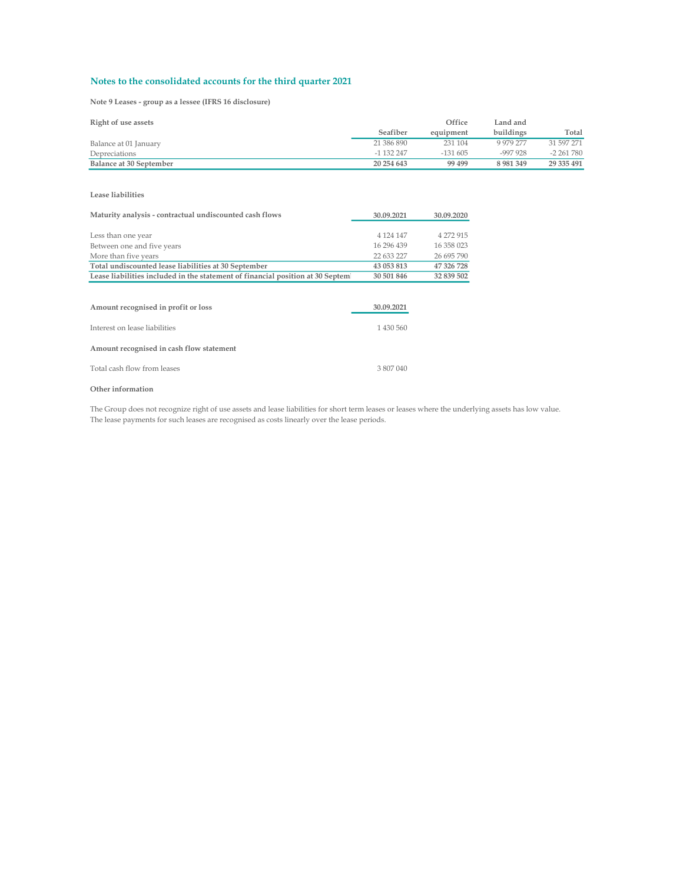## Notes to the consolidated accounts for the third quarter 2021

**Note 9 Leases - group as a lessee (IFRS 16 disclosure)**

| Right of use assets | Seafiber | Office equipment | Land and buildings | Total |
|---|---|---|---|---|
| Balance at 01 January | 21 386 890 | 231 104 | 9 979 277 | 31 597 271 |
| Depreciations | -1 132 247 | -131 605 | -997 928 | -2 261 780 |
| **Balance at 30 September** | **20 254 643** | **99 499** | **8 981 349** | **29 335 491** |

**Lease liabilities**

| Maturity analysis - contractual undiscounted cash flows | 30.09.2021 | 30.09.2020 |
|---|---|---|
| Less than one year | 4 124 147 | 4 272 915 |
| Between one and five years | 16 296 439 | 16 358 023 |
| More than five years | 22 633 227 | 26 695 790 |
| **Total undiscounted lease liabilities at 30 September** | **43 053 813** | **47 326 728** |
| **Lease liabilities included in the statement of financial position at 30 Septem** | **30 501 846** | **32 839 502** |

| Amount recognised in profit or loss | 30.09.2021 |
|---|---|
| Interest on lease liabilities | 1 430 560 |
| **Amount recognised in cash flow statement** | |
| Total cash flow from leases | 3 807 040 |

**Other information**

The Group does not recognize right of use assets and lease liabilities for short term leases or leases where the underlying assets has low value. The lease payments for such leases are recognised as costs linearly over the lease periods.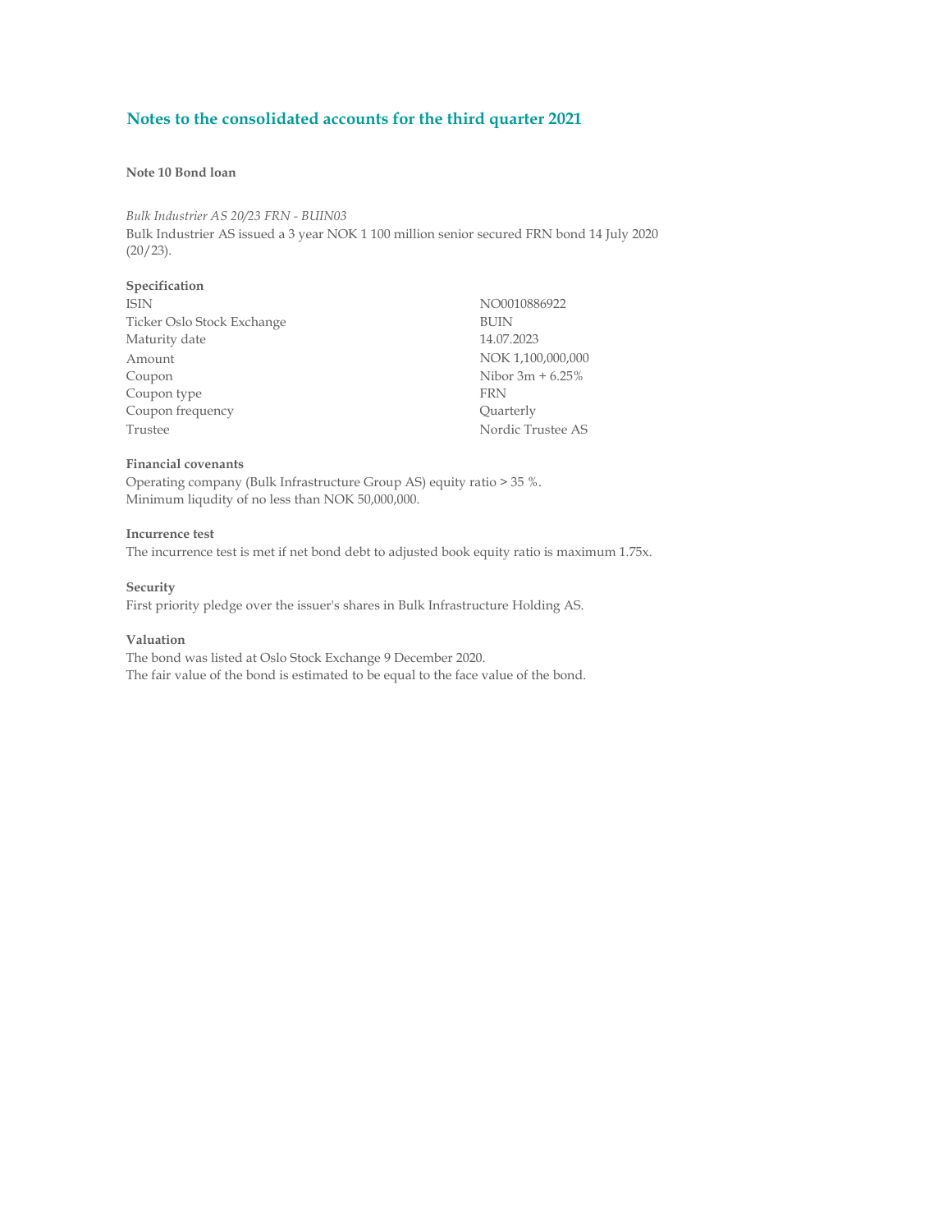## Notes to the consolidated accounts for the third quarter 2021

### Note 10 Bond loan

*Bulk Industrier AS 20/23 FRN - BUIN03*

Bulk Industrier AS issued a 3 year NOK 1 100 million senior secured FRN bond 14 July 2020 (20/23).

**Specification**

| | |
|---|---|
| ISIN | NO0010886922 |
| Ticker Oslo Stock Exchange | BUIN |
| Maturity date | 14.07.2023 |
| Amount | NOK 1,100,000,000 |
| Coupon | Nibor 3m + 6.25% |
| Coupon type | FRN |
| Coupon frequency | Quarterly |
| Trustee | Nordic Trustee AS |

**Financial covenants**

Operating company (Bulk Infrastructure Group AS) equity ratio > 35 %.
Minimum liqudity of no less than NOK 50,000,000.

**Incurrence test**

The incurrence test is met if net bond debt to adjusted book equity ratio is maximum 1.75x.

**Security**

First priority pledge over the issuer's shares in Bulk Infrastructure Holding AS.

**Valuation**

The bond was listed at Oslo Stock Exchange 9 December 2020.
The fair value of the bond is estimated to be equal to the face value of the bond.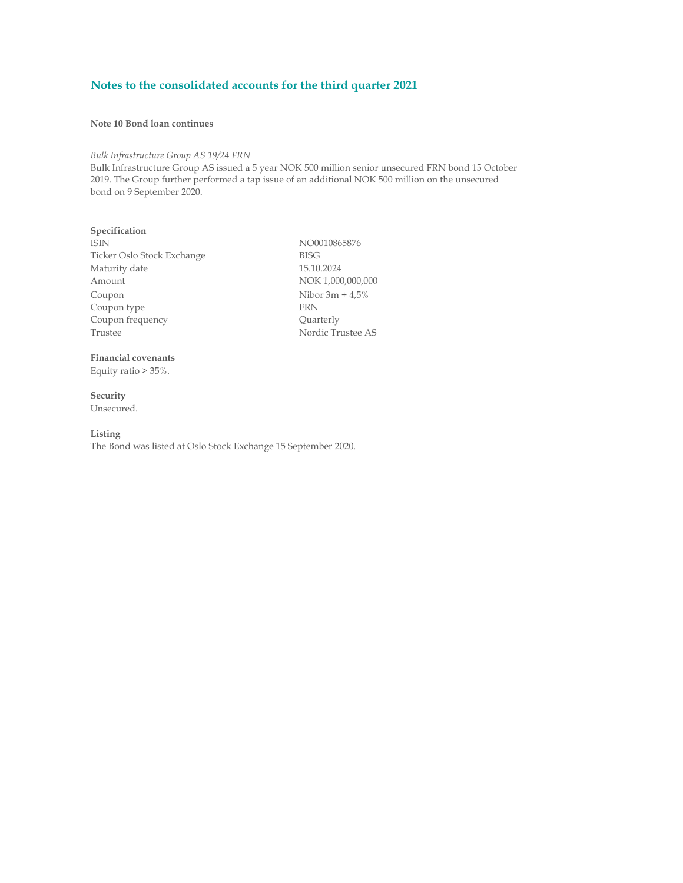## Notes to the consolidated accounts for the third quarter 2021

**Note 10 Bond loan continues**

*Bulk Infrastructure Group AS 19/24 FRN*

Bulk Infrastructure Group AS issued a 5 year NOK 500 million senior unsecured FRN bond 15 October 2019. The Group further performed a tap issue of an additional NOK 500 million on the unsecured bond on 9 September 2020.

**Specification**

| | |
|---|---|
| ISIN | NO0010865876 |
| Ticker Oslo Stock Exchange | BISG |
| Maturity date | 15.10.2024 |
| Amount | NOK 1,000,000,000 |
| Coupon | Nibor 3m + 4,5% |
| Coupon type | FRN |
| Coupon frequency | Quarterly |
| Trustee | Nordic Trustee AS |

**Financial covenants**

Equity ratio > 35%.

**Security**

Unsecured.

**Listing**

The Bond was listed at Oslo Stock Exchange 15 September 2020.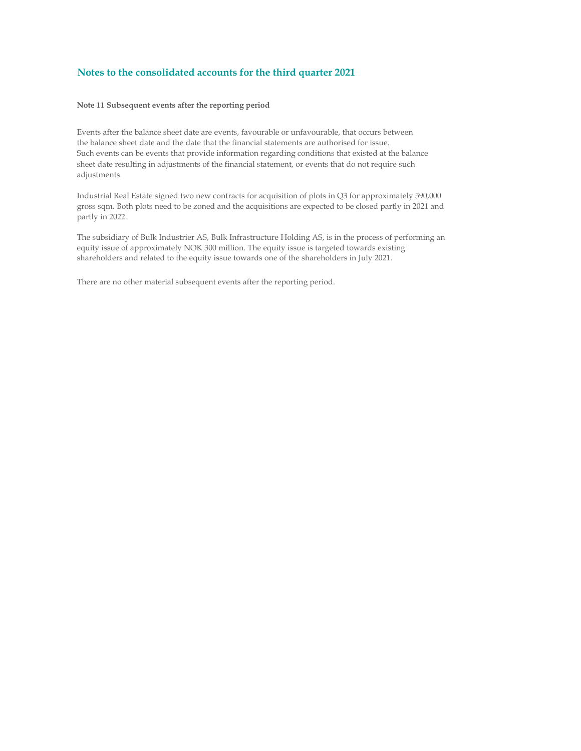## Notes to the consolidated accounts for the third quarter 2021

### Note 11 Subsequent events after the reporting period

Events after the balance sheet date are events, favourable or unfavourable, that occurs between the balance sheet date and the date that the financial statements are authorised for issue. Such events can be events that provide information regarding conditions that existed at the balance sheet date resulting in adjustments of the financial statement, or events that do not require such adjustments.

Industrial Real Estate signed two new contracts for acquisition of plots in Q3 for approximately 590,000 gross sqm. Both plots need to be zoned and the acquisitions are expected to be closed partly in 2021 and partly in 2022.

The subsidiary of Bulk Industrier AS, Bulk Infrastructure Holding AS, is in the process of performing an equity issue of approximately NOK 300 million. The equity issue is targeted towards existing shareholders and related to the equity issue towards one of the shareholders in July 2021.

There are no other material subsequent events after the reporting period.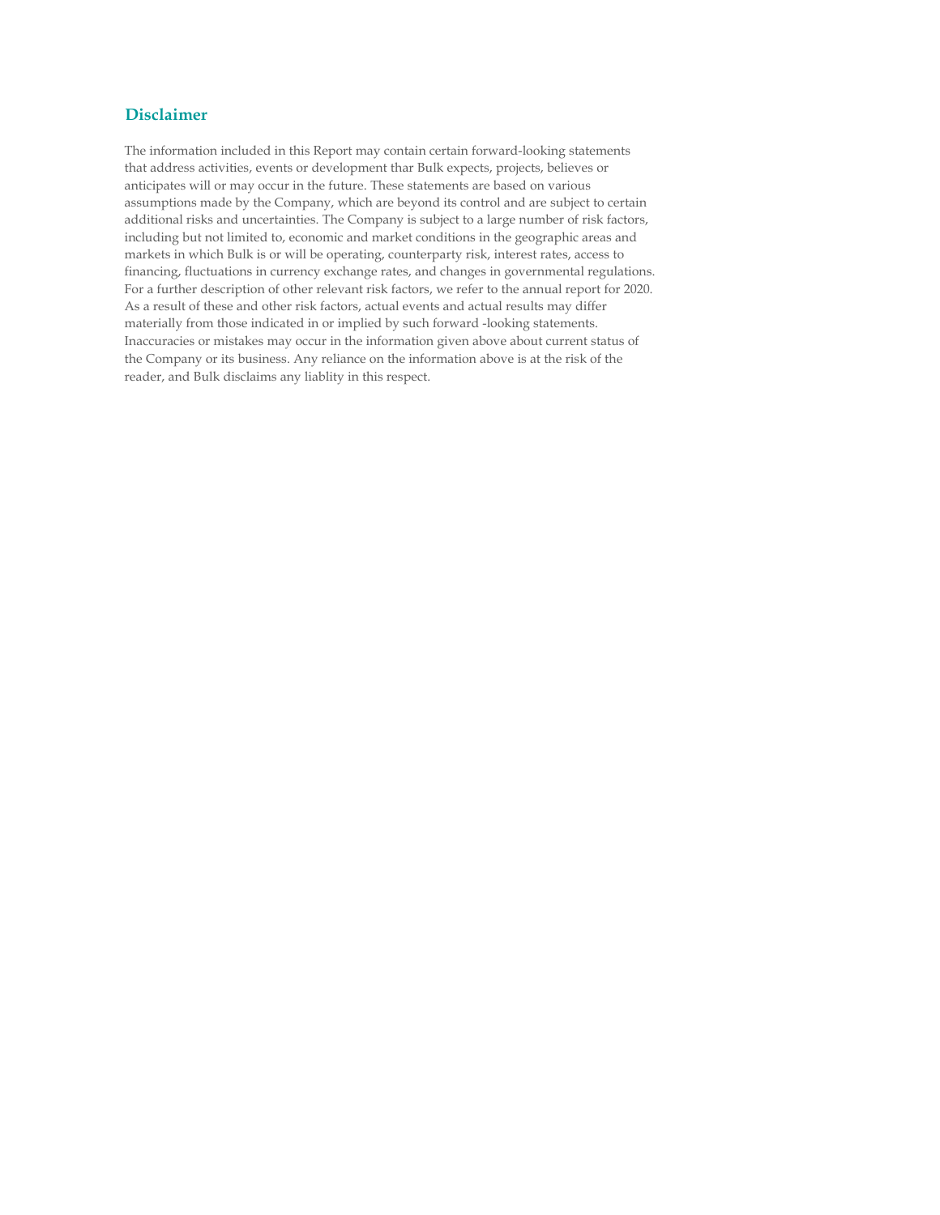## Disclaimer

The information included in this Report may contain certain forward-looking statements that address activities, events or development thar Bulk expects, projects, believes or anticipates will or may occur in the future. These statements are based on various assumptions made by the Company, which are beyond its control and are subject to certain additional risks and uncertainties. The Company is subject to a large number of risk factors, including but not limited to, economic and market conditions in the geographic areas and markets in which Bulk is or will be operating, counterparty risk, interest rates, access to financing, fluctuations in currency exchange rates, and changes in governmental regulations. For a further description of other relevant risk factors, we refer to the annual report for 2020. As a result of these and other risk factors, actual events and actual results may differ materially from those indicated in or implied by such forward -looking statements. Inaccuracies or mistakes may occur in the information given above about current status of the Company or its business. Any reliance on the information above is at the risk of the reader, and Bulk disclaims any liablity in this respect.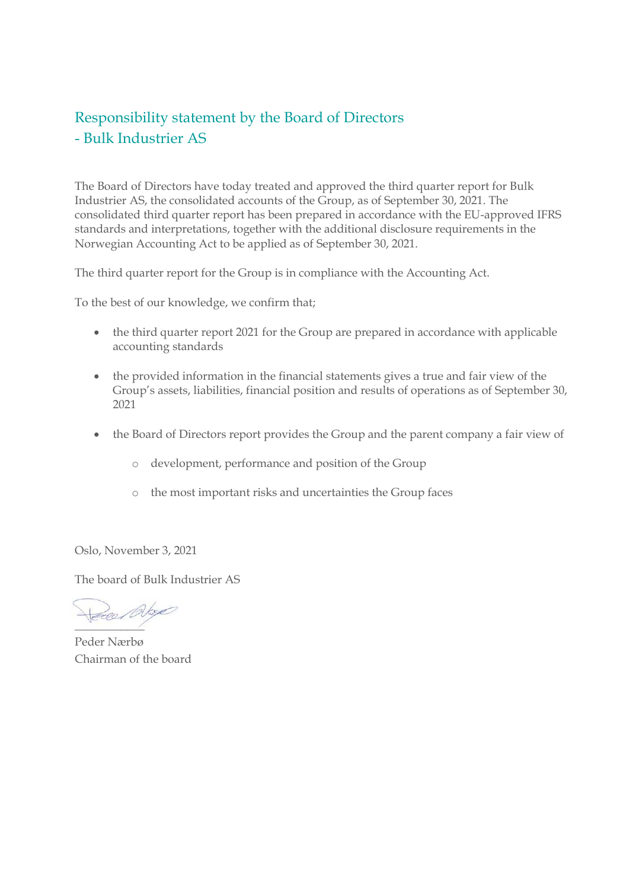# Responsibility statement by the Board of Directors - Bulk Industrier AS

The Board of Directors have today treated and approved the third quarter report for Bulk Industrier AS, the consolidated accounts of the Group, as of September 30, 2021. The consolidated third quarter report has been prepared in accordance with the EU-approved IFRS standards and interpretations, together with the additional disclosure requirements in the Norwegian Accounting Act to be applied as of September 30, 2021.

The third quarter report for the Group is in compliance with the Accounting Act.

To the best of our knowledge, we confirm that;

- the third quarter report 2021 for the Group are prepared in accordance with applicable accounting standards
- the provided information in the financial statements gives a true and fair view of the Group's assets, liabilities, financial position and results of operations as of September 30, 2021
- the Board of Directors report provides the Group and the parent company a fair view of
  - development, performance and position of the Group
  - the most important risks and uncertainties the Group faces

Oslo, November 3, 2021

The board of Bulk Industrier AS

Peder Nærbø
Chairman of the board